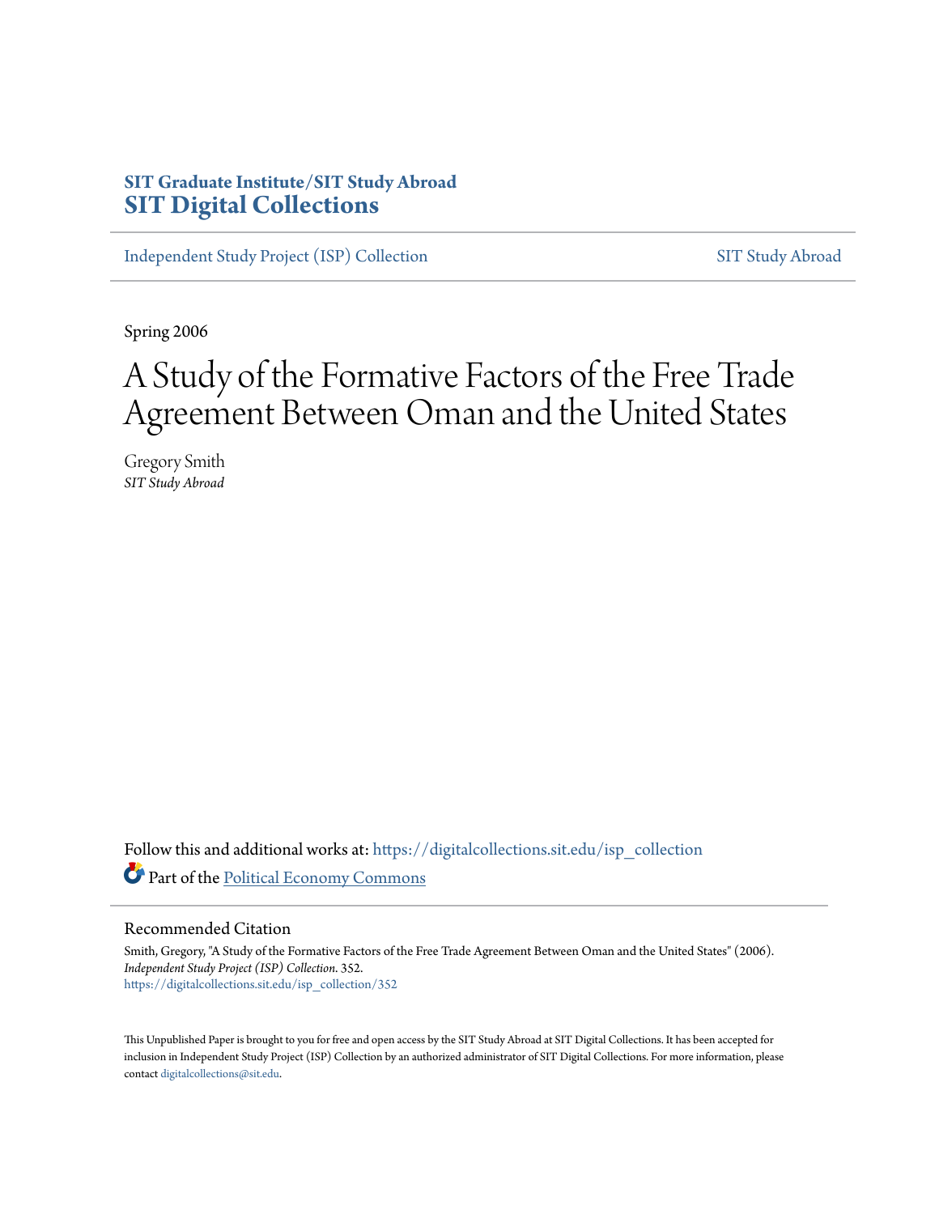SIT Graduate Institute/SIT Study Abroad
**SIT Digital Collections**

Independent Study Project (ISP) Collection | SIT Study Abroad

Spring 2006

# A Study of the Formative Factors of the Free Trade Agreement Between Oman and the United States

Gregory Smith
*SIT Study Abroad*

Follow this and additional works at: https://digitalcollections.sit.edu/isp_collection

Part of the Political Economy Commons

## Recommended Citation

Smith, Gregory, "A Study of the Formative Factors of the Free Trade Agreement Between Oman and the United States" (2006). *Independent Study Project (ISP) Collection*. 352.
https://digitalcollections.sit.edu/isp_collection/352

This Unpublished Paper is brought to you for free and open access by the SIT Study Abroad at SIT Digital Collections. It has been accepted for inclusion in Independent Study Project (ISP) Collection by an authorized administrator of SIT Digital Collections. For more information, please contact digitalcollections@sit.edu.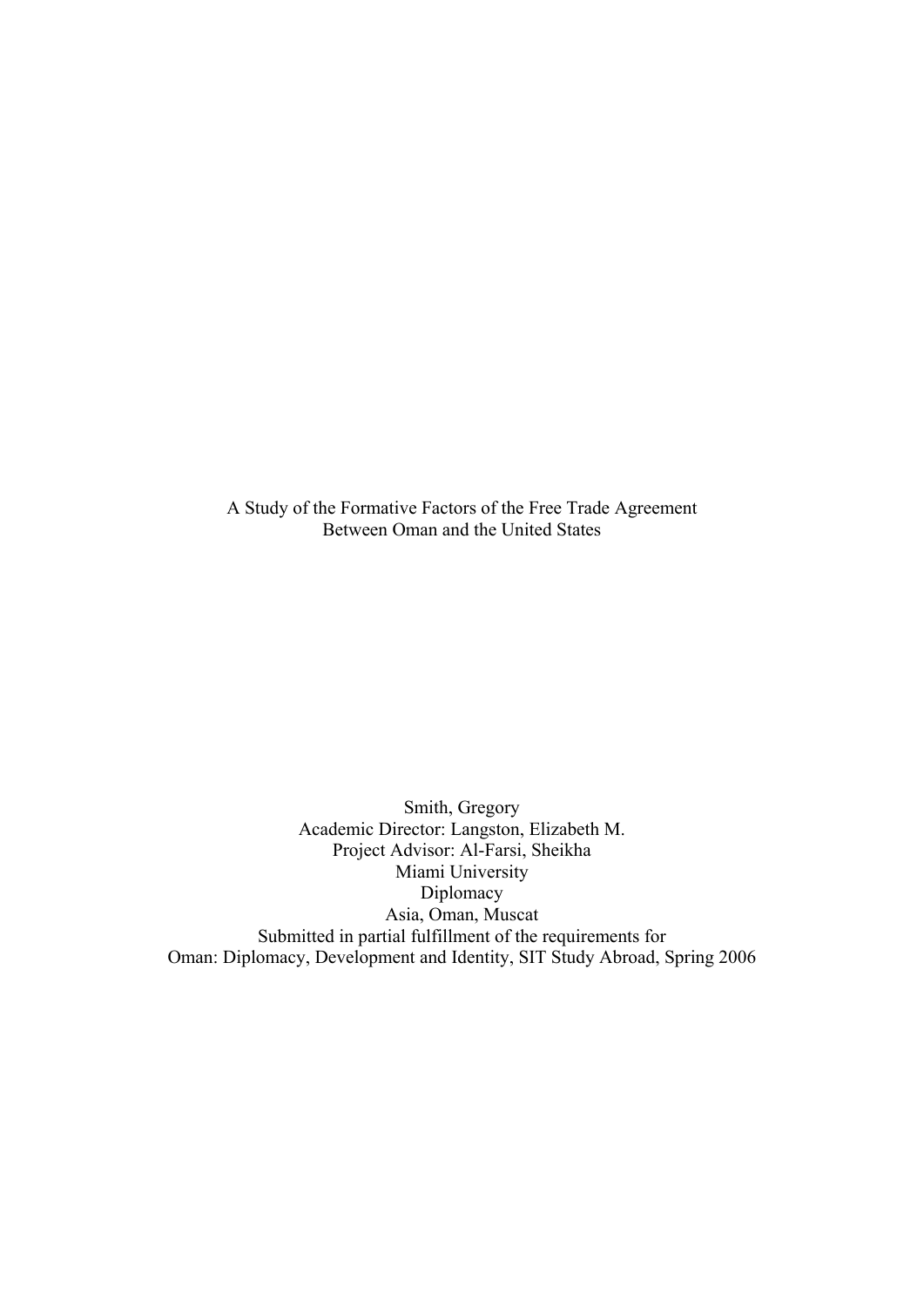A Study of the Formative Factors of the Free Trade Agreement
Between Oman and the United States

Smith, Gregory
Academic Director: Langston, Elizabeth M.
Project Advisor: Al-Farsi, Sheikha
Miami University
Diplomacy
Asia, Oman, Muscat
Submitted in partial fulfillment of the requirements for
Oman: Diplomacy, Development and Identity, SIT Study Abroad, Spring 2006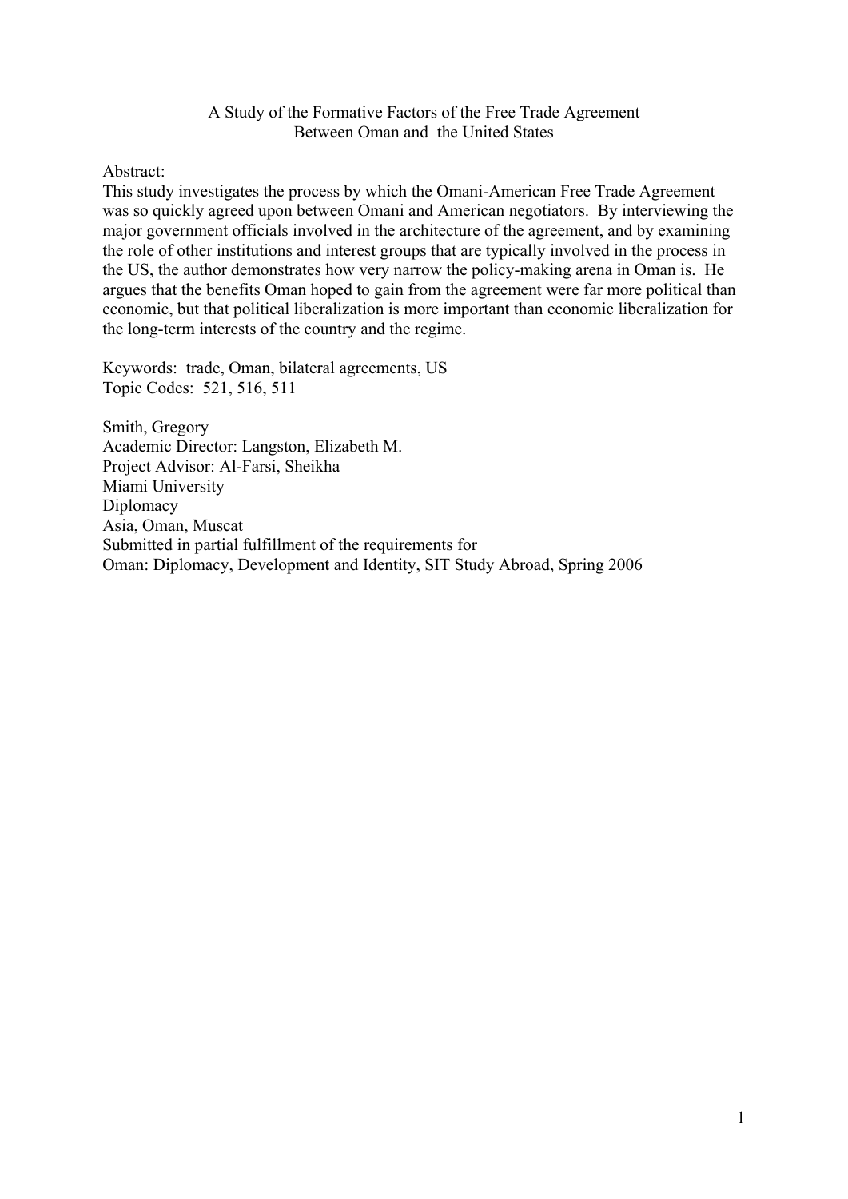A Study of the Formative Factors of the Free Trade Agreement
Between Oman and the United States

Abstract:
This study investigates the process by which the Omani-American Free Trade Agreement was so quickly agreed upon between Omani and American negotiators. By interviewing the major government officials involved in the architecture of the agreement, and by examining the role of other institutions and interest groups that are typically involved in the process in the US, the author demonstrates how very narrow the policy-making arena in Oman is. He argues that the benefits Oman hoped to gain from the agreement were far more political than economic, but that political liberalization is more important than economic liberalization for the long-term interests of the country and the regime.

Keywords: trade, Oman, bilateral agreements, US
Topic Codes: 521, 516, 511

Smith, Gregory
Academic Director: Langston, Elizabeth M.
Project Advisor: Al-Farsi, Sheikha
Miami University
Diplomacy
Asia, Oman, Muscat
Submitted in partial fulfillment of the requirements for
Oman: Diplomacy, Development and Identity, SIT Study Abroad, Spring 2006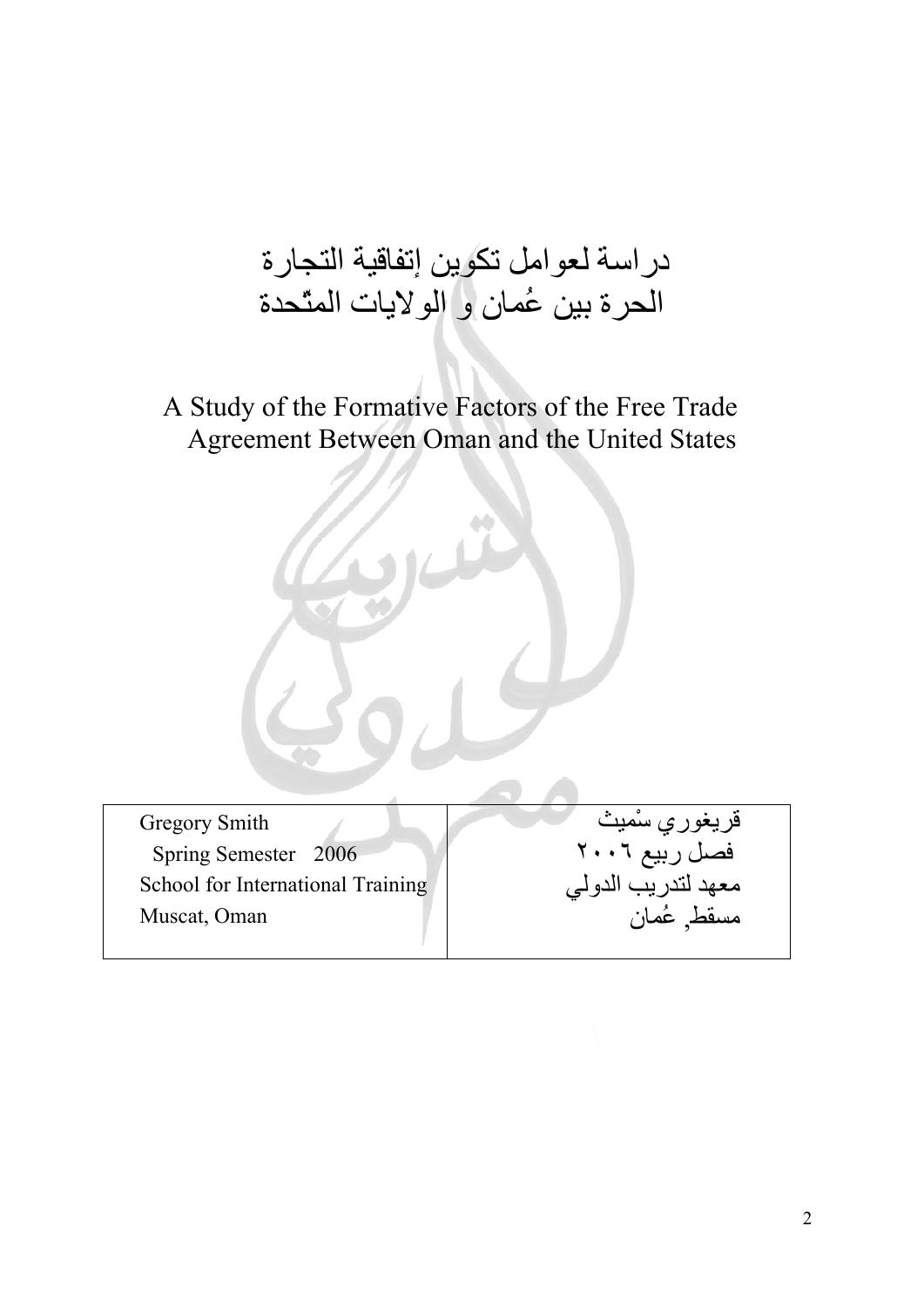# دراسة لعوامل تكوين إتفاقية التجارة الحرة بين عُمان و الولايات المتّحدة

# A Study of the Formative Factors of the Free Trade Agreement Between Oman and the United States

| | |
|---|---|
| Gregory Smith<br>Spring Semester 2006<br>School for International Training<br>Muscat, Oman | قريغوري سْميث<br>فصل ربيع ٢٠٠٦<br>معهد لتدريب الدولي<br>مسقط, عُمان |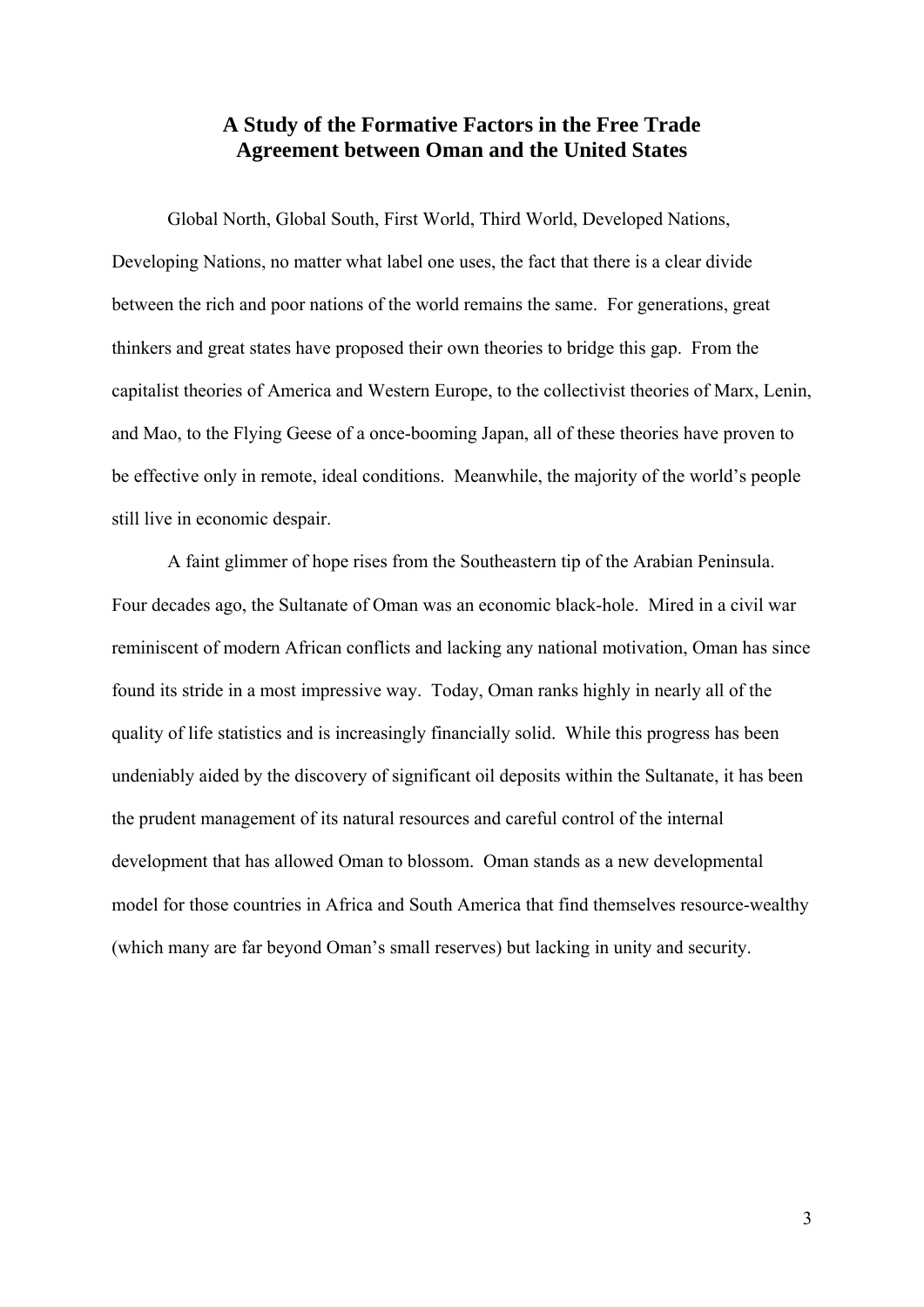# A Study of the Formative Factors in the Free Trade Agreement between Oman and the United States

Global North, Global South, First World, Third World, Developed Nations, Developing Nations, no matter what label one uses, the fact that there is a clear divide between the rich and poor nations of the world remains the same. For generations, great thinkers and great states have proposed their own theories to bridge this gap. From the capitalist theories of America and Western Europe, to the collectivist theories of Marx, Lenin, and Mao, to the Flying Geese of a once-booming Japan, all of these theories have proven to be effective only in remote, ideal conditions. Meanwhile, the majority of the world's people still live in economic despair.

A faint glimmer of hope rises from the Southeastern tip of the Arabian Peninsula. Four decades ago, the Sultanate of Oman was an economic black-hole. Mired in a civil war reminiscent of modern African conflicts and lacking any national motivation, Oman has since found its stride in a most impressive way. Today, Oman ranks highly in nearly all of the quality of life statistics and is increasingly financially solid. While this progress has been undeniably aided by the discovery of significant oil deposits within the Sultanate, it has been the prudent management of its natural resources and careful control of the internal development that has allowed Oman to blossom. Oman stands as a new developmental model for those countries in Africa and South America that find themselves resource-wealthy (which many are far beyond Oman's small reserves) but lacking in unity and security.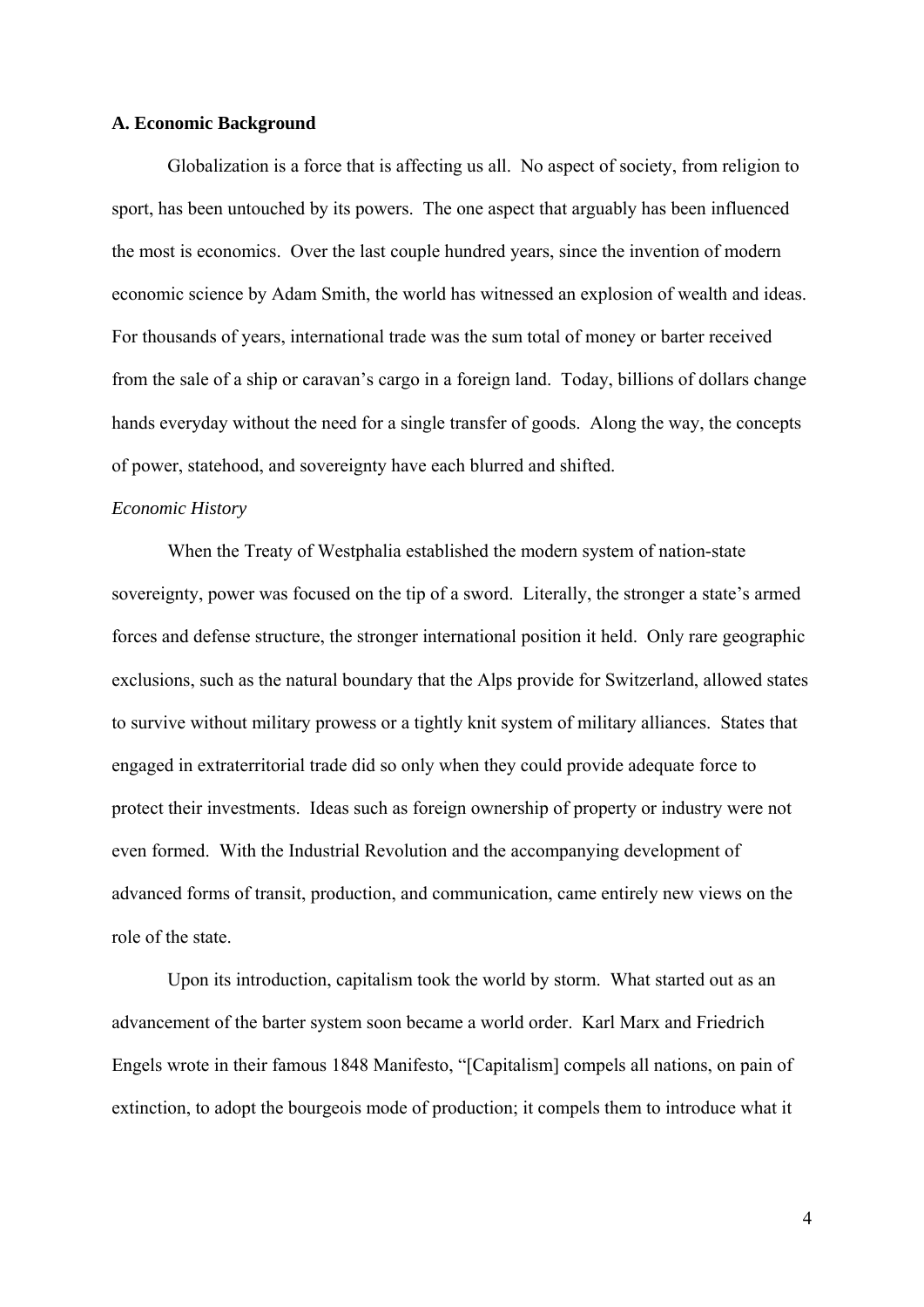**A. Economic Background**

Globalization is a force that is affecting us all. No aspect of society, from religion to sport, has been untouched by its powers. The one aspect that arguably has been influenced the most is economics. Over the last couple hundred years, since the invention of modern economic science by Adam Smith, the world has witnessed an explosion of wealth and ideas. For thousands of years, international trade was the sum total of money or barter received from the sale of a ship or caravan's cargo in a foreign land. Today, billions of dollars change hands everyday without the need for a single transfer of goods. Along the way, the concepts of power, statehood, and sovereignty have each blurred and shifted.

*Economic History*

When the Treaty of Westphalia established the modern system of nation-state sovereignty, power was focused on the tip of a sword. Literally, the stronger a state's armed forces and defense structure, the stronger international position it held. Only rare geographic exclusions, such as the natural boundary that the Alps provide for Switzerland, allowed states to survive without military prowess or a tightly knit system of military alliances. States that engaged in extraterritorial trade did so only when they could provide adequate force to protect their investments. Ideas such as foreign ownership of property or industry were not even formed. With the Industrial Revolution and the accompanying development of advanced forms of transit, production, and communication, came entirely new views on the role of the state.

Upon its introduction, capitalism took the world by storm. What started out as an advancement of the barter system soon became a world order. Karl Marx and Friedrich Engels wrote in their famous 1848 Manifesto, "[Capitalism] compels all nations, on pain of extinction, to adopt the bourgeois mode of production; it compels them to introduce what it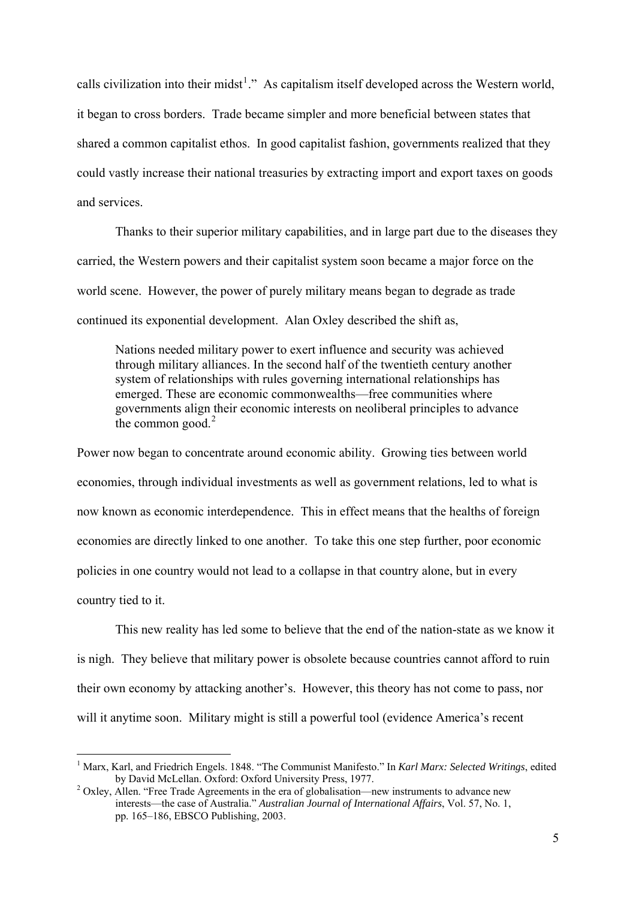calls civilization into their midst[1]." As capitalism itself developed across the Western world, it began to cross borders. Trade became simpler and more beneficial between states that shared a common capitalist ethos. In good capitalist fashion, governments realized that they could vastly increase their national treasuries by extracting import and export taxes on goods and services.

Thanks to their superior military capabilities, and in large part due to the diseases they carried, the Western powers and their capitalist system soon became a major force on the world scene. However, the power of purely military means began to degrade as trade continued its exponential development. Alan Oxley described the shift as,

> Nations needed military power to exert influence and security was achieved through military alliances. In the second half of the twentieth century another system of relationships with rules governing international relationships has emerged. These are economic commonwealths—free communities where governments align their economic interests on neoliberal principles to advance the common good.[2]

Power now began to concentrate around economic ability. Growing ties between world economies, through individual investments as well as government relations, led to what is now known as economic interdependence. This in effect means that the healths of foreign economies are directly linked to one another. To take this one step further, poor economic policies in one country would not lead to a collapse in that country alone, but in every country tied to it.

This new reality has led some to believe that the end of the nation-state as we know it is nigh. They believe that military power is obsolete because countries cannot afford to ruin their own economy by attacking another's. However, this theory has not come to pass, nor will it anytime soon. Military might is still a powerful tool (evidence America's recent

---

[1] Marx, Karl, and Friedrich Engels. 1848. "The Communist Manifesto." In *Karl Marx: Selected Writings*, edited by David McLellan. Oxford: Oxford University Press, 1977.

[2] Oxley, Allen. "Free Trade Agreements in the era of globalisation—new instruments to advance new interests—the case of Australia." *Australian Journal of International Affairs*, Vol. 57, No. 1, pp. 165–186, EBSCO Publishing, 2003.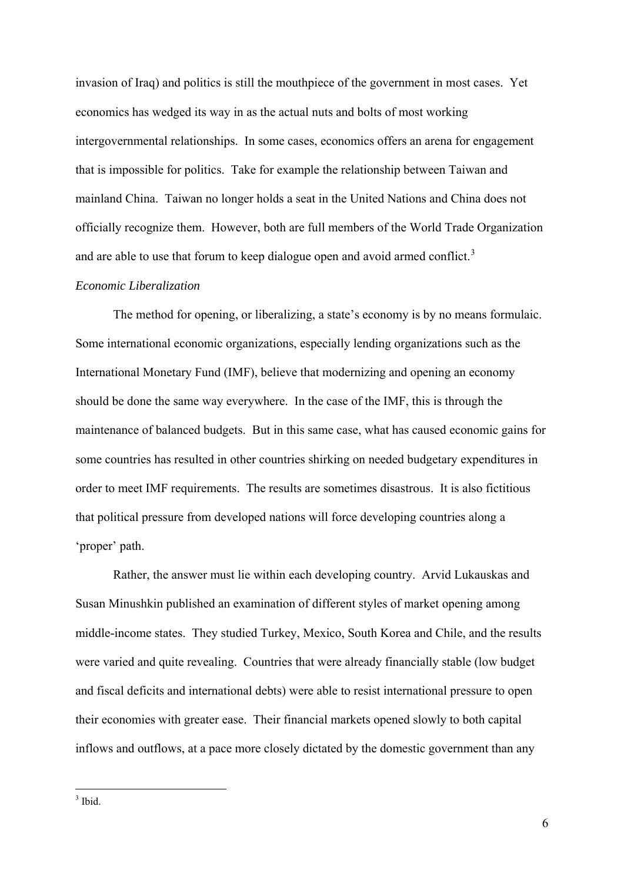invasion of Iraq) and politics is still the mouthpiece of the government in most cases. Yet economics has wedged its way in as the actual nuts and bolts of most working intergovernmental relationships. In some cases, economics offers an arena for engagement that is impossible for politics. Take for example the relationship between Taiwan and mainland China. Taiwan no longer holds a seat in the United Nations and China does not officially recognize them. However, both are full members of the World Trade Organization and are able to use that forum to keep dialogue open and avoid armed conflict.[3]

*Economic Liberalization*

The method for opening, or liberalizing, a state's economy is by no means formulaic. Some international economic organizations, especially lending organizations such as the International Monetary Fund (IMF), believe that modernizing and opening an economy should be done the same way everywhere. In the case of the IMF, this is through the maintenance of balanced budgets. But in this same case, what has caused economic gains for some countries has resulted in other countries shirking on needed budgetary expenditures in order to meet IMF requirements. The results are sometimes disastrous. It is also fictitious that political pressure from developed nations will force developing countries along a 'proper' path.

Rather, the answer must lie within each developing country. Arvid Lukauskas and Susan Minushkin published an examination of different styles of market opening among middle-income states. They studied Turkey, Mexico, South Korea and Chile, and the results were varied and quite revealing. Countries that were already financially stable (low budget and fiscal deficits and international debts) were able to resist international pressure to open their economies with greater ease. Their financial markets opened slowly to both capital inflows and outflows, at a pace more closely dictated by the domestic government than any

---

[3] Ibid.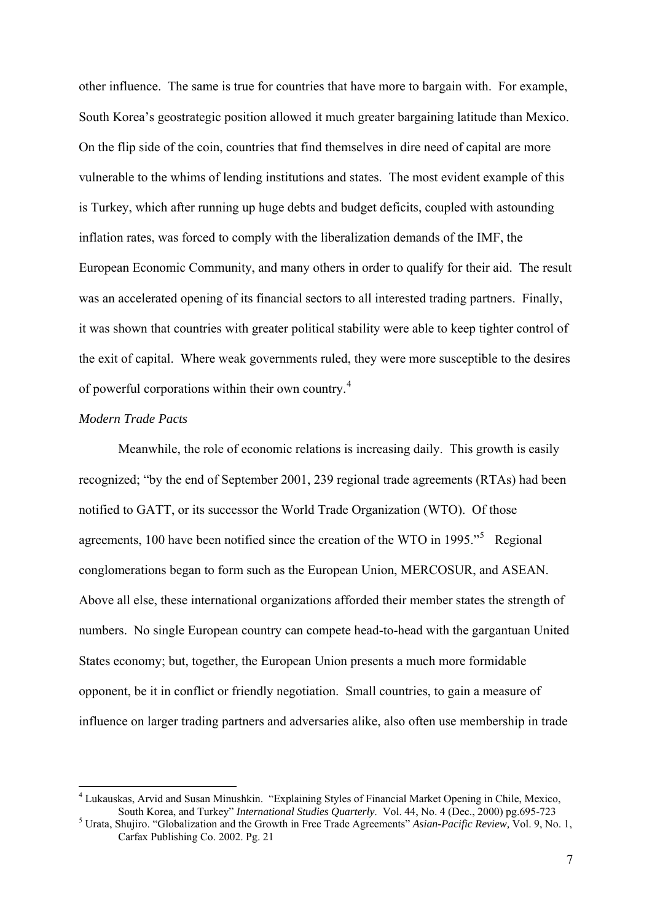other influence. The same is true for countries that have more to bargain with. For example, South Korea's geostrategic position allowed it much greater bargaining latitude than Mexico. On the flip side of the coin, countries that find themselves in dire need of capital are more vulnerable to the whims of lending institutions and states. The most evident example of this is Turkey, which after running up huge debts and budget deficits, coupled with astounding inflation rates, was forced to comply with the liberalization demands of the IMF, the European Economic Community, and many others in order to qualify for their aid. The result was an accelerated opening of its financial sectors to all interested trading partners. Finally, it was shown that countries with greater political stability were able to keep tighter control of the exit of capital. Where weak governments ruled, they were more susceptible to the desires of powerful corporations within their own country.[4]

*Modern Trade Pacts*

Meanwhile, the role of economic relations is increasing daily. This growth is easily recognized; "by the end of September 2001, 239 regional trade agreements (RTAs) had been notified to GATT, or its successor the World Trade Organization (WTO). Of those agreements, 100 have been notified since the creation of the WTO in 1995."[5] Regional conglomerations began to form such as the European Union, MERCOSUR, and ASEAN. Above all else, these international organizations afforded their member states the strength of numbers. No single European country can compete head-to-head with the gargantuan United States economy; but, together, the European Union presents a much more formidable opponent, be it in conflict or friendly negotiation. Small countries, to gain a measure of influence on larger trading partners and adversaries alike, also often use membership in trade

---

[4] Lukauskas, Arvid and Susan Minushkin. "Explaining Styles of Financial Market Opening in Chile, Mexico, South Korea, and Turkey" *International Studies Quarterly*. Vol. 44, No. 4 (Dec., 2000) pg.695-723

[5] Urata, Shujiro. "Globalization and the Growth in Free Trade Agreements" *Asian-Pacific Review,* Vol. 9, No. 1, Carfax Publishing Co. 2002. Pg. 21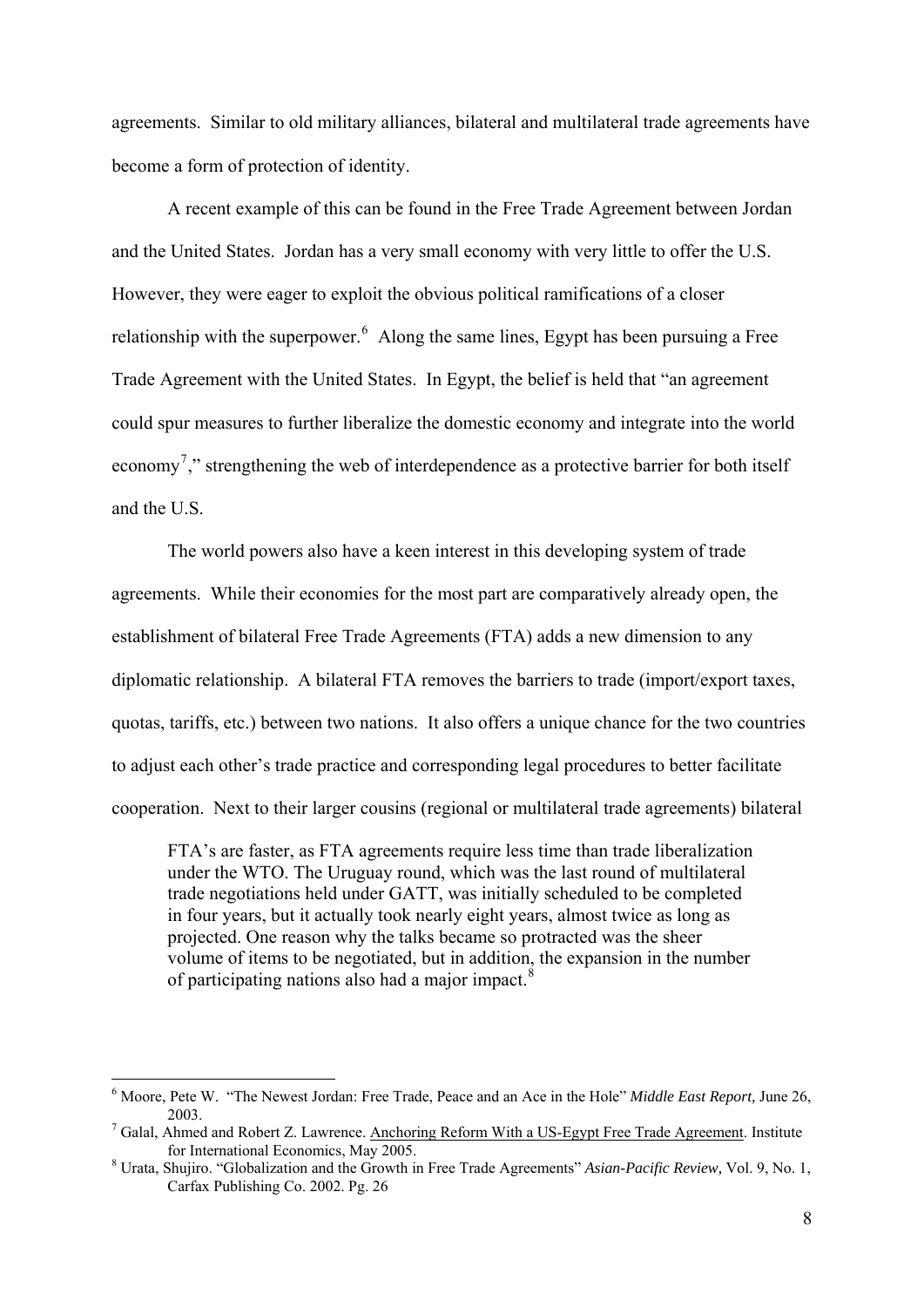agreements. Similar to old military alliances, bilateral and multilateral trade agreements have become a form of protection of identity.

A recent example of this can be found in the Free Trade Agreement between Jordan and the United States. Jordan has a very small economy with very little to offer the U.S. However, they were eager to exploit the obvious political ramifications of a closer relationship with the superpower.[6] Along the same lines, Egypt has been pursuing a Free Trade Agreement with the United States. In Egypt, the belief is held that "an agreement could spur measures to further liberalize the domestic economy and integrate into the world economy[7]," strengthening the web of interdependence as a protective barrier for both itself and the U.S.

The world powers also have a keen interest in this developing system of trade agreements. While their economies for the most part are comparatively already open, the establishment of bilateral Free Trade Agreements (FTA) adds a new dimension to any diplomatic relationship. A bilateral FTA removes the barriers to trade (import/export taxes, quotas, tariffs, etc.) between two nations. It also offers a unique chance for the two countries to adjust each other's trade practice and corresponding legal procedures to better facilitate cooperation. Next to their larger cousins (regional or multilateral trade agreements) bilateral

> FTA's are faster, as FTA agreements require less time than trade liberalization under the WTO. The Uruguay round, which was the last round of multilateral trade negotiations held under GATT, was initially scheduled to be completed in four years, but it actually took nearly eight years, almost twice as long as projected. One reason why the talks became so protracted was the sheer volume of items to be negotiated, but in addition, the expansion in the number of participating nations also had a major impact.[8]

---

[6] Moore, Pete W. "The Newest Jordan: Free Trade, Peace and an Ace in the Hole" *Middle East Report,* June 26, 2003.

[7] Galal, Ahmed and Robert Z. Lawrence. Anchoring Reform With a US-Egypt Free Trade Agreement. Institute for International Economics, May 2005.

[8] Urata, Shujiro. "Globalization and the Growth in Free Trade Agreements" *Asian-Pacific Review,* Vol. 9, No. 1, Carfax Publishing Co. 2002. Pg. 26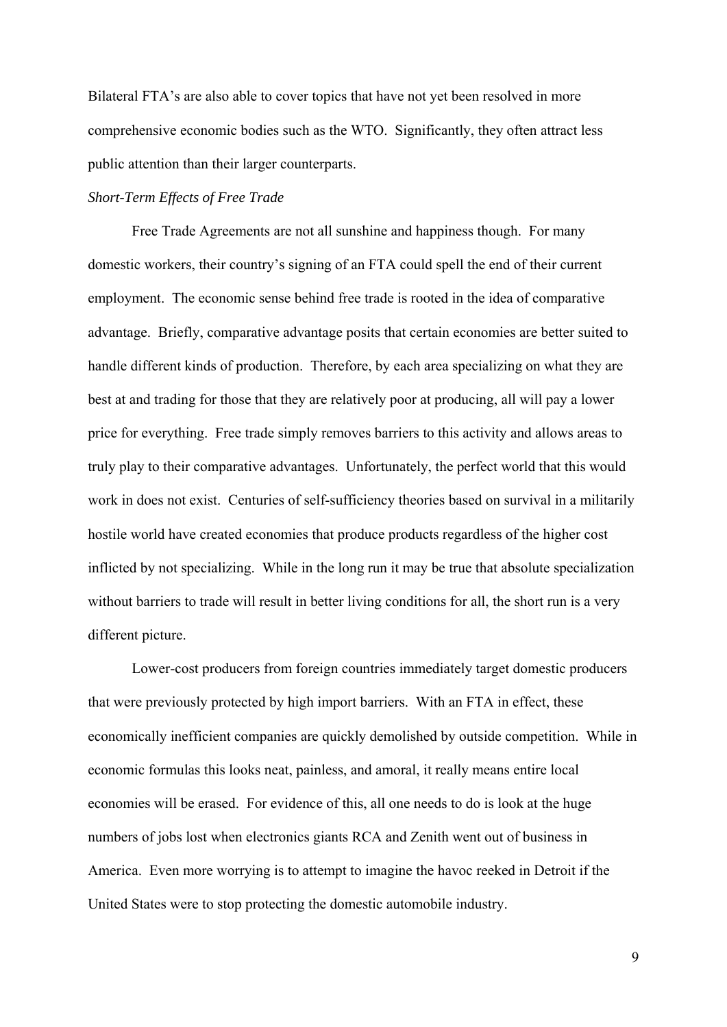Bilateral FTA's are also able to cover topics that have not yet been resolved in more comprehensive economic bodies such as the WTO. Significantly, they often attract less public attention than their larger counterparts.

*Short-Term Effects of Free Trade*

Free Trade Agreements are not all sunshine and happiness though. For many domestic workers, their country's signing of an FTA could spell the end of their current employment. The economic sense behind free trade is rooted in the idea of comparative advantage. Briefly, comparative advantage posits that certain economies are better suited to handle different kinds of production. Therefore, by each area specializing on what they are best at and trading for those that they are relatively poor at producing, all will pay a lower price for everything. Free trade simply removes barriers to this activity and allows areas to truly play to their comparative advantages. Unfortunately, the perfect world that this would work in does not exist. Centuries of self-sufficiency theories based on survival in a militarily hostile world have created economies that produce products regardless of the higher cost inflicted by not specializing. While in the long run it may be true that absolute specialization without barriers to trade will result in better living conditions for all, the short run is a very different picture.

Lower-cost producers from foreign countries immediately target domestic producers that were previously protected by high import barriers. With an FTA in effect, these economically inefficient companies are quickly demolished by outside competition. While in economic formulas this looks neat, painless, and amoral, it really means entire local economies will be erased. For evidence of this, all one needs to do is look at the huge numbers of jobs lost when electronics giants RCA and Zenith went out of business in America. Even more worrying is to attempt to imagine the havoc reeked in Detroit if the United States were to stop protecting the domestic automobile industry.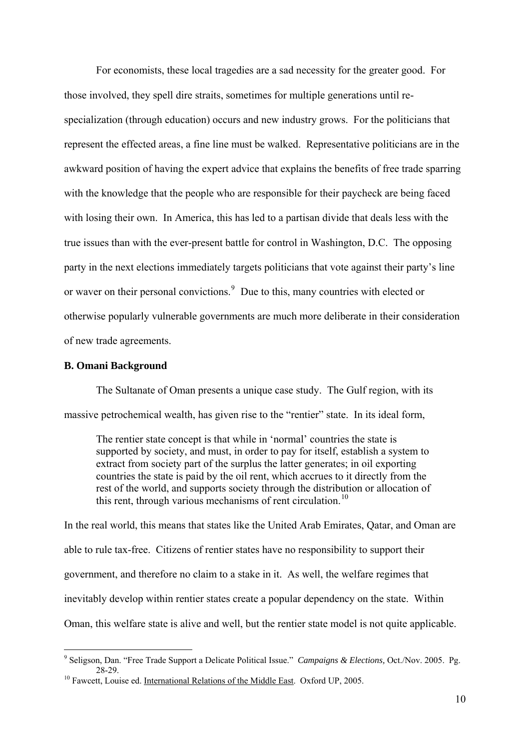For economists, these local tragedies are a sad necessity for the greater good. For those involved, they spell dire straits, sometimes for multiple generations until re-specialization (through education) occurs and new industry grows. For the politicians that represent the effected areas, a fine line must be walked. Representative politicians are in the awkward position of having the expert advice that explains the benefits of free trade sparring with the knowledge that the people who are responsible for their paycheck are being faced with losing their own. In America, this has led to a partisan divide that deals less with the true issues than with the ever-present battle for control in Washington, D.C. The opposing party in the next elections immediately targets politicians that vote against their party's line or waver on their personal convictions.[9] Due to this, many countries with elected or otherwise popularly vulnerable governments are much more deliberate in their consideration of new trade agreements.

**B. Omani Background**

The Sultanate of Oman presents a unique case study. The Gulf region, with its massive petrochemical wealth, has given rise to the "rentier" state. In its ideal form,

> The rentier state concept is that while in 'normal' countries the state is supported by society, and must, in order to pay for itself, establish a system to extract from society part of the surplus the latter generates; in oil exporting countries the state is paid by the oil rent, which accrues to it directly from the rest of the world, and supports society through the distribution or allocation of this rent, through various mechanisms of rent circulation.[10]

In the real world, this means that states like the United Arab Emirates, Qatar, and Oman are able to rule tax-free. Citizens of rentier states have no responsibility to support their government, and therefore no claim to a stake in it. As well, the welfare regimes that inevitably develop within rentier states create a popular dependency on the state. Within Oman, this welfare state is alive and well, but the rentier state model is not quite applicable.

---

[9] Seligson, Dan. "Free Trade Support a Delicate Political Issue." *Campaigns & Elections,* Oct./Nov. 2005. Pg. 28-29.

[10] Fawcett, Louise ed. International Relations of the Middle East. Oxford UP, 2005.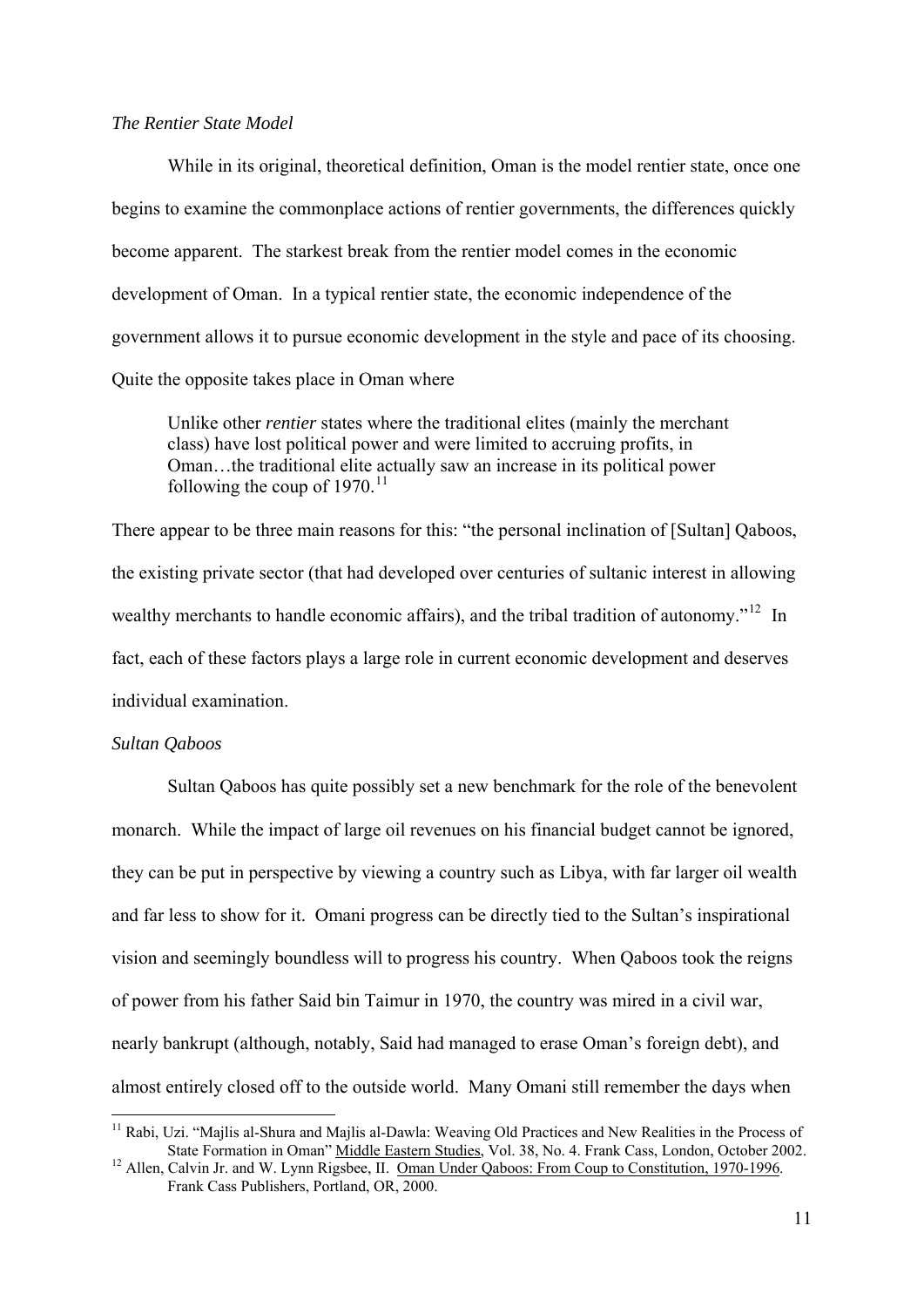*The Rentier State Model*

While in its original, theoretical definition, Oman is the model rentier state, once one begins to examine the commonplace actions of rentier governments, the differences quickly become apparent. The starkest break from the rentier model comes in the economic development of Oman. In a typical rentier state, the economic independence of the government allows it to pursue economic development in the style and pace of its choosing. Quite the opposite takes place in Oman where

> Unlike other *rentier* states where the traditional elites (mainly the merchant class) have lost political power and were limited to accruing profits, in Oman…the traditional elite actually saw an increase in its political power following the coup of 1970.[11]

There appear to be three main reasons for this: "the personal inclination of [Sultan] Qaboos, the existing private sector (that had developed over centuries of sultanic interest in allowing wealthy merchants to handle economic affairs), and the tribal tradition of autonomy."[12] In fact, each of these factors plays a large role in current economic development and deserves individual examination.

*Sultan Qaboos*

Sultan Qaboos has quite possibly set a new benchmark for the role of the benevolent monarch. While the impact of large oil revenues on his financial budget cannot be ignored, they can be put in perspective by viewing a country such as Libya, with far larger oil wealth and far less to show for it. Omani progress can be directly tied to the Sultan's inspirational vision and seemingly boundless will to progress his country. When Qaboos took the reigns of power from his father Said bin Taimur in 1970, the country was mired in a civil war, nearly bankrupt (although, notably, Said had managed to erase Oman's foreign debt), and almost entirely closed off to the outside world. Many Omani still remember the days when

---

[11] Rabi, Uzi. "Majlis al-Shura and Majlis al-Dawla: Weaving Old Practices and New Realities in the Process of State Formation in Oman" Middle Eastern Studies, Vol. 38, No. 4. Frank Cass, London, October 2002.

[12] Allen, Calvin Jr. and W. Lynn Rigsbee, II. Oman Under Qaboos: From Coup to Constitution, 1970-1996. Frank Cass Publishers, Portland, OR, 2000.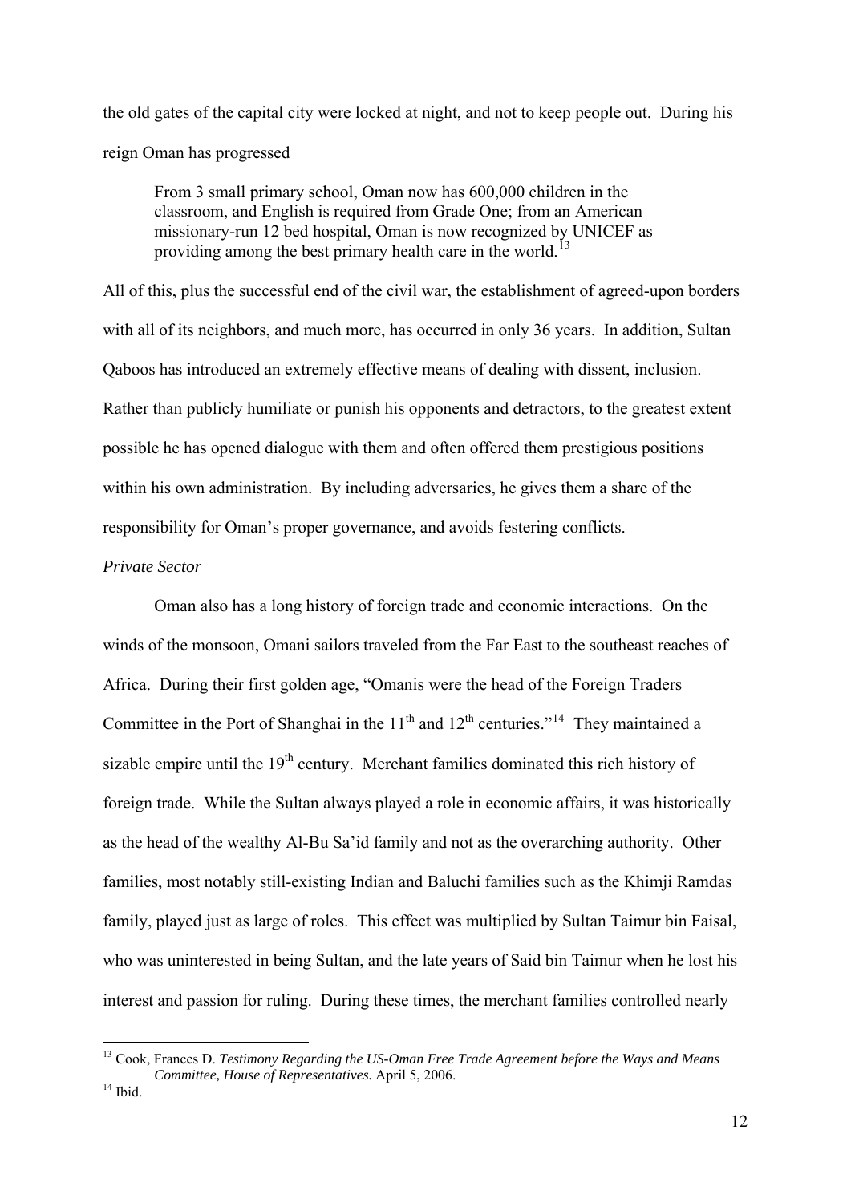the old gates of the capital city were locked at night, and not to keep people out. During his reign Oman has progressed

> From 3 small primary school, Oman now has 600,000 children in the classroom, and English is required from Grade One; from an American missionary-run 12 bed hospital, Oman is now recognized by UNICEF as providing among the best primary health care in the world.[13]

All of this, plus the successful end of the civil war, the establishment of agreed-upon borders with all of its neighbors, and much more, has occurred in only 36 years. In addition, Sultan Qaboos has introduced an extremely effective means of dealing with dissent, inclusion. Rather than publicly humiliate or punish his opponents and detractors, to the greatest extent possible he has opened dialogue with them and often offered them prestigious positions within his own administration. By including adversaries, he gives them a share of the responsibility for Oman's proper governance, and avoids festering conflicts.

*Private Sector*

Oman also has a long history of foreign trade and economic interactions. On the winds of the monsoon, Omani sailors traveled from the Far East to the southeast reaches of Africa. During their first golden age, "Omanis were the head of the Foreign Traders Committee in the Port of Shanghai in the 11th and 12th centuries."[14] They maintained a sizable empire until the 19th century. Merchant families dominated this rich history of foreign trade. While the Sultan always played a role in economic affairs, it was historically as the head of the wealthy Al-Bu Sa'id family and not as the overarching authority. Other families, most notably still-existing Indian and Baluchi families such as the Khimji Ramdas family, played just as large of roles. This effect was multiplied by Sultan Taimur bin Faisal, who was uninterested in being Sultan, and the late years of Said bin Taimur when he lost his interest and passion for ruling. During these times, the merchant families controlled nearly

---

[13] Cook, Frances D. *Testimony Regarding the US-Oman Free Trade Agreement before the Ways and Means Committee, House of Representatives.* April 5, 2006.

[14] Ibid.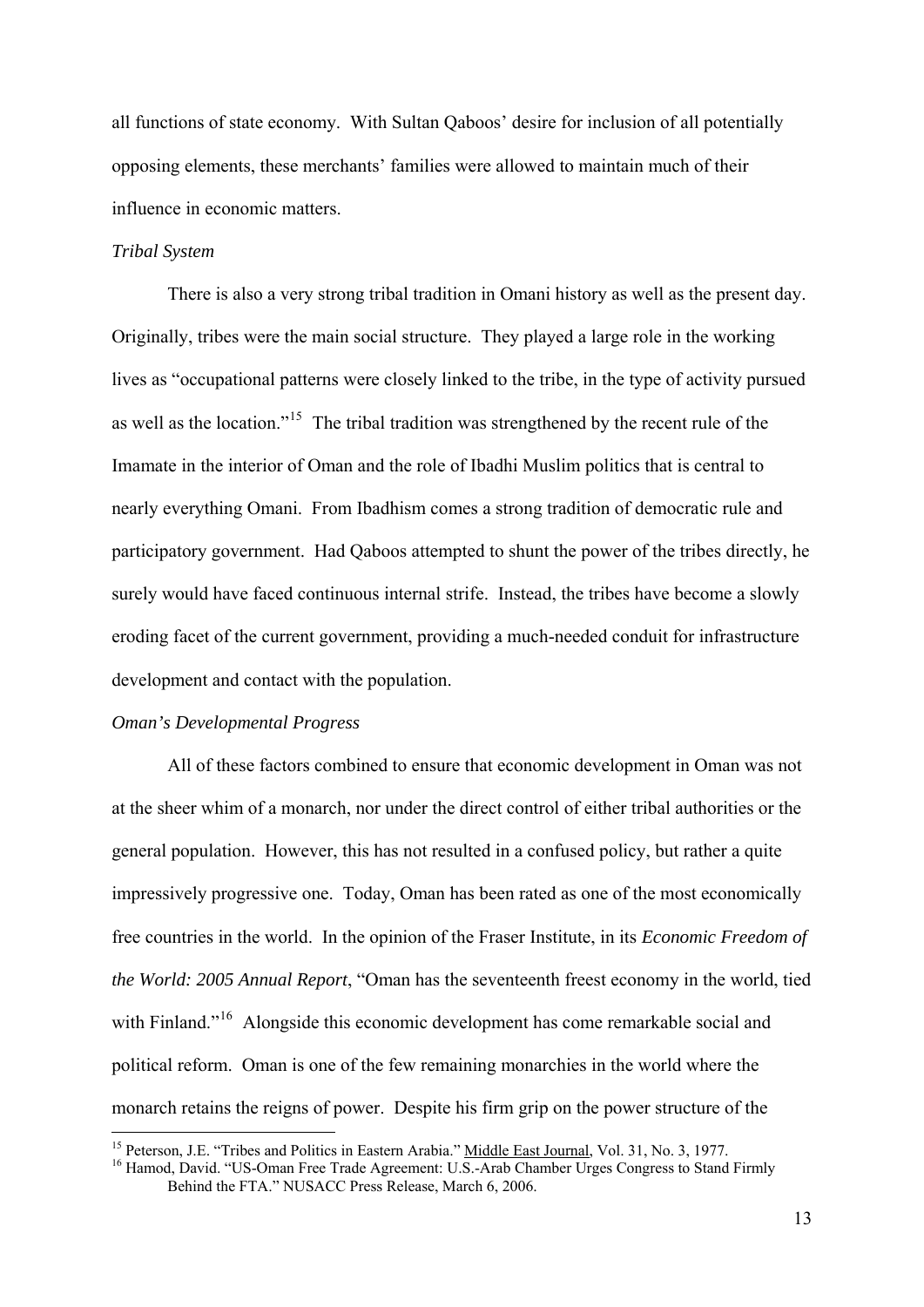all functions of state economy. With Sultan Qaboos' desire for inclusion of all potentially opposing elements, these merchants' families were allowed to maintain much of their influence in economic matters.

*Tribal System*

There is also a very strong tribal tradition in Omani history as well as the present day. Originally, tribes were the main social structure. They played a large role in the working lives as "occupational patterns were closely linked to the tribe, in the type of activity pursued as well as the location."[15] The tribal tradition was strengthened by the recent rule of the Imamate in the interior of Oman and the role of Ibadhi Muslim politics that is central to nearly everything Omani. From Ibadhism comes a strong tradition of democratic rule and participatory government. Had Qaboos attempted to shunt the power of the tribes directly, he surely would have faced continuous internal strife. Instead, the tribes have become a slowly eroding facet of the current government, providing a much-needed conduit for infrastructure development and contact with the population.

*Oman's Developmental Progress*

All of these factors combined to ensure that economic development in Oman was not at the sheer whim of a monarch, nor under the direct control of either tribal authorities or the general population. However, this has not resulted in a confused policy, but rather a quite impressively progressive one. Today, Oman has been rated as one of the most economically free countries in the world. In the opinion of the Fraser Institute, in its *Economic Freedom of the World: 2005 Annual Report*, "Oman has the seventeenth freest economy in the world, tied with Finland."[16] Alongside this economic development has come remarkable social and political reform. Oman is one of the few remaining monarchies in the world where the monarch retains the reigns of power. Despite his firm grip on the power structure of the

---

[15] Peterson, J.E. "Tribes and Politics in Eastern Arabia." Middle East Journal, Vol. 31, No. 3, 1977.

[16] Hamod, David. "US-Oman Free Trade Agreement: U.S.-Arab Chamber Urges Congress to Stand Firmly Behind the FTA." NUSACC Press Release, March 6, 2006.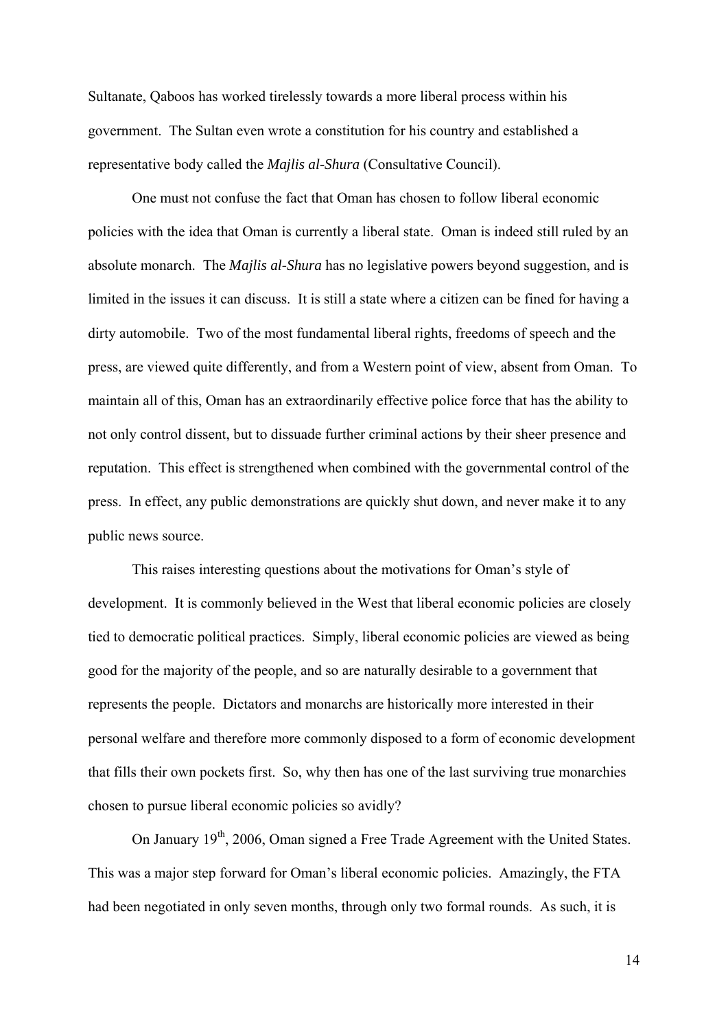Sultanate, Qaboos has worked tirelessly towards a more liberal process within his government. The Sultan even wrote a constitution for his country and established a representative body called the *Majlis al-Shura* (Consultative Council).

One must not confuse the fact that Oman has chosen to follow liberal economic policies with the idea that Oman is currently a liberal state. Oman is indeed still ruled by an absolute monarch. The *Majlis al-Shura* has no legislative powers beyond suggestion, and is limited in the issues it can discuss. It is still a state where a citizen can be fined for having a dirty automobile. Two of the most fundamental liberal rights, freedoms of speech and the press, are viewed quite differently, and from a Western point of view, absent from Oman. To maintain all of this, Oman has an extraordinarily effective police force that has the ability to not only control dissent, but to dissuade further criminal actions by their sheer presence and reputation. This effect is strengthened when combined with the governmental control of the press. In effect, any public demonstrations are quickly shut down, and never make it to any public news source.

This raises interesting questions about the motivations for Oman's style of development. It is commonly believed in the West that liberal economic policies are closely tied to democratic political practices. Simply, liberal economic policies are viewed as being good for the majority of the people, and so are naturally desirable to a government that represents the people. Dictators and monarchs are historically more interested in their personal welfare and therefore more commonly disposed to a form of economic development that fills their own pockets first. So, why then has one of the last surviving true monarchies chosen to pursue liberal economic policies so avidly?

On January 19th, 2006, Oman signed a Free Trade Agreement with the United States. This was a major step forward for Oman's liberal economic policies. Amazingly, the FTA had been negotiated in only seven months, through only two formal rounds. As such, it is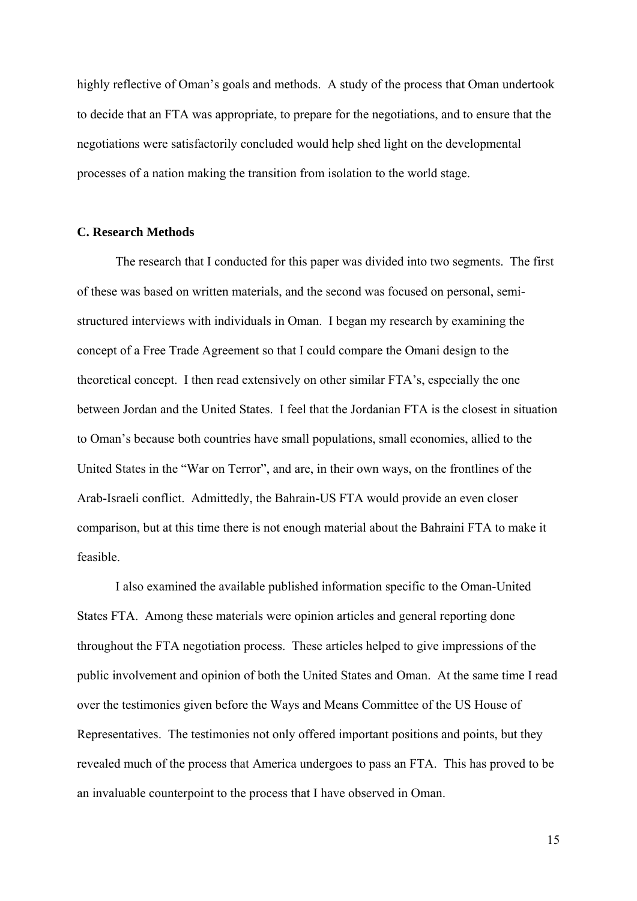highly reflective of Oman's goals and methods. A study of the process that Oman undertook to decide that an FTA was appropriate, to prepare for the negotiations, and to ensure that the negotiations were satisfactorily concluded would help shed light on the developmental processes of a nation making the transition from isolation to the world stage.

### C. Research Methods

The research that I conducted for this paper was divided into two segments. The first of these was based on written materials, and the second was focused on personal, semi-structured interviews with individuals in Oman. I began my research by examining the concept of a Free Trade Agreement so that I could compare the Omani design to the theoretical concept. I then read extensively on other similar FTA's, especially the one between Jordan and the United States. I feel that the Jordanian FTA is the closest in situation to Oman's because both countries have small populations, small economies, allied to the United States in the "War on Terror", and are, in their own ways, on the frontlines of the Arab-Israeli conflict. Admittedly, the Bahrain-US FTA would provide an even closer comparison, but at this time there is not enough material about the Bahraini FTA to make it feasible.

I also examined the available published information specific to the Oman-United States FTA. Among these materials were opinion articles and general reporting done throughout the FTA negotiation process. These articles helped to give impressions of the public involvement and opinion of both the United States and Oman. At the same time I read over the testimonies given before the Ways and Means Committee of the US House of Representatives. The testimonies not only offered important positions and points, but they revealed much of the process that America undergoes to pass an FTA. This has proved to be an invaluable counterpoint to the process that I have observed in Oman.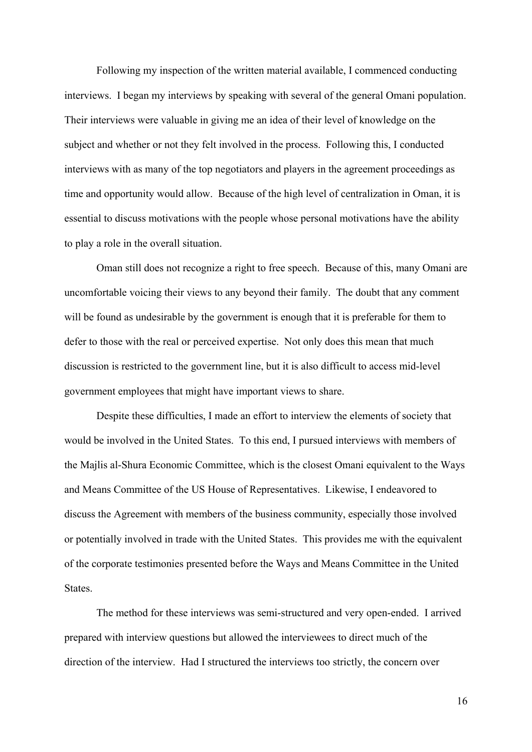Following my inspection of the written material available, I commenced conducting interviews. I began my interviews by speaking with several of the general Omani population. Their interviews were valuable in giving me an idea of their level of knowledge on the subject and whether or not they felt involved in the process. Following this, I conducted interviews with as many of the top negotiators and players in the agreement proceedings as time and opportunity would allow. Because of the high level of centralization in Oman, it is essential to discuss motivations with the people whose personal motivations have the ability to play a role in the overall situation.

Oman still does not recognize a right to free speech. Because of this, many Omani are uncomfortable voicing their views to any beyond their family. The doubt that any comment will be found as undesirable by the government is enough that it is preferable for them to defer to those with the real or perceived expertise. Not only does this mean that much discussion is restricted to the government line, but it is also difficult to access mid-level government employees that might have important views to share.

Despite these difficulties, I made an effort to interview the elements of society that would be involved in the United States. To this end, I pursued interviews with members of the Majlis al-Shura Economic Committee, which is the closest Omani equivalent to the Ways and Means Committee of the US House of Representatives. Likewise, I endeavored to discuss the Agreement with members of the business community, especially those involved or potentially involved in trade with the United States. This provides me with the equivalent of the corporate testimonies presented before the Ways and Means Committee in the United States.

The method for these interviews was semi-structured and very open-ended. I arrived prepared with interview questions but allowed the interviewees to direct much of the direction of the interview. Had I structured the interviews too strictly, the concern over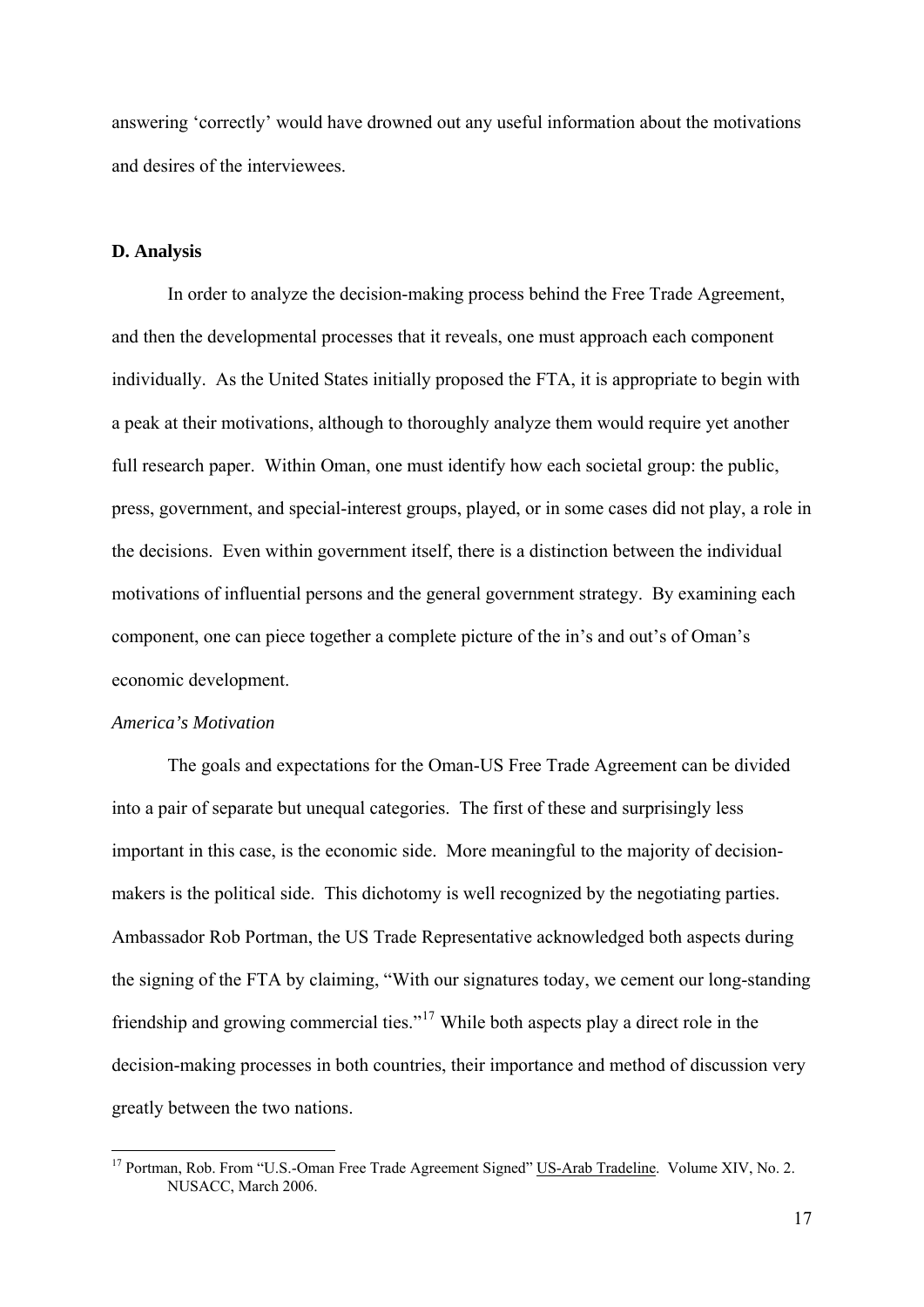answering 'correctly' would have drowned out any useful information about the motivations and desires of the interviewees.

**D. Analysis**

In order to analyze the decision-making process behind the Free Trade Agreement, and then the developmental processes that it reveals, one must approach each component individually. As the United States initially proposed the FTA, it is appropriate to begin with a peak at their motivations, although to thoroughly analyze them would require yet another full research paper. Within Oman, one must identify how each societal group: the public, press, government, and special-interest groups, played, or in some cases did not play, a role in the decisions. Even within government itself, there is a distinction between the individual motivations of influential persons and the general government strategy. By examining each component, one can piece together a complete picture of the in's and out's of Oman's economic development.

*America's Motivation*

The goals and expectations for the Oman-US Free Trade Agreement can be divided into a pair of separate but unequal categories. The first of these and surprisingly less important in this case, is the economic side. More meaningful to the majority of decision-makers is the political side. This dichotomy is well recognized by the negotiating parties. Ambassador Rob Portman, the US Trade Representative acknowledged both aspects during the signing of the FTA by claiming, "With our signatures today, we cement our long-standing friendship and growing commercial ties."[17] While both aspects play a direct role in the decision-making processes in both countries, their importance and method of discussion very greatly between the two nations.

---

[17] Portman, Rob. From "U.S.-Oman Free Trade Agreement Signed" US-Arab Tradeline. Volume XIV, No. 2. NUSACC, March 2006.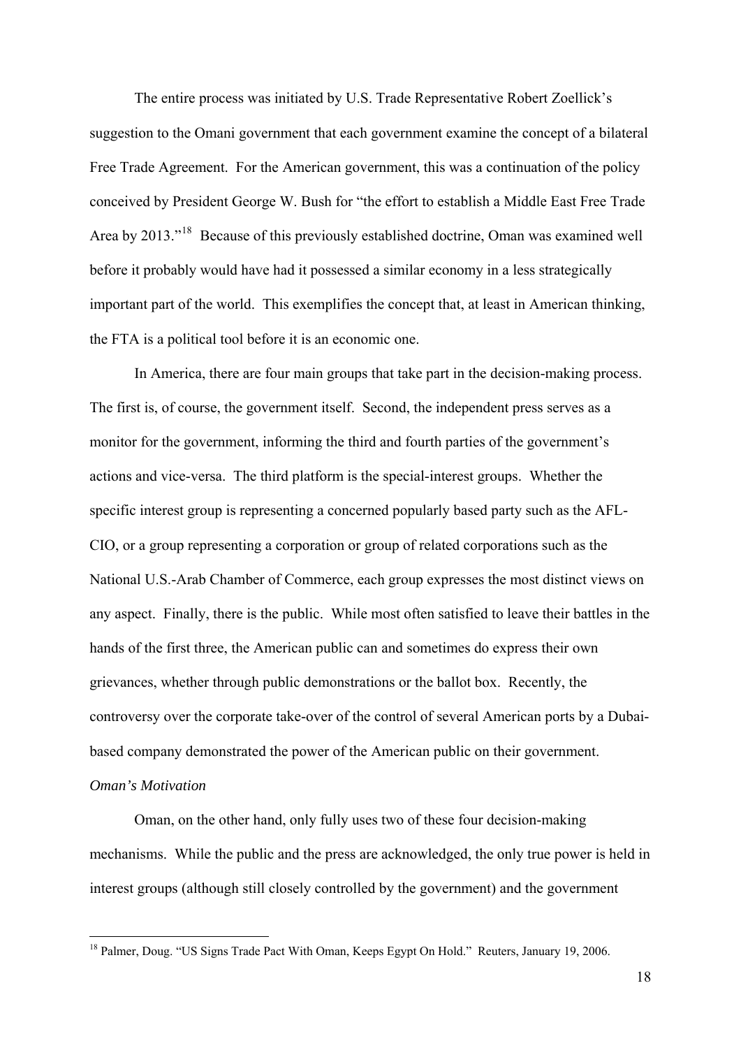The entire process was initiated by U.S. Trade Representative Robert Zoellick's suggestion to the Omani government that each government examine the concept of a bilateral Free Trade Agreement. For the American government, this was a continuation of the policy conceived by President George W. Bush for "the effort to establish a Middle East Free Trade Area by 2013."[18] Because of this previously established doctrine, Oman was examined well before it probably would have had it possessed a similar economy in a less strategically important part of the world. This exemplifies the concept that, at least in American thinking, the FTA is a political tool before it is an economic one.

In America, there are four main groups that take part in the decision-making process. The first is, of course, the government itself. Second, the independent press serves as a monitor for the government, informing the third and fourth parties of the government's actions and vice-versa. The third platform is the special-interest groups. Whether the specific interest group is representing a concerned popularly based party such as the AFL-CIO, or a group representing a corporation or group of related corporations such as the National U.S.-Arab Chamber of Commerce, each group expresses the most distinct views on any aspect. Finally, there is the public. While most often satisfied to leave their battles in the hands of the first three, the American public can and sometimes do express their own grievances, whether through public demonstrations or the ballot box. Recently, the controversy over the corporate take-over of the control of several American ports by a Dubai-based company demonstrated the power of the American public on their government.

*Oman's Motivation*

Oman, on the other hand, only fully uses two of these four decision-making mechanisms. While the public and the press are acknowledged, the only true power is held in interest groups (although still closely controlled by the government) and the government

---

[18] Palmer, Doug. "US Signs Trade Pact With Oman, Keeps Egypt On Hold." Reuters, January 19, 2006.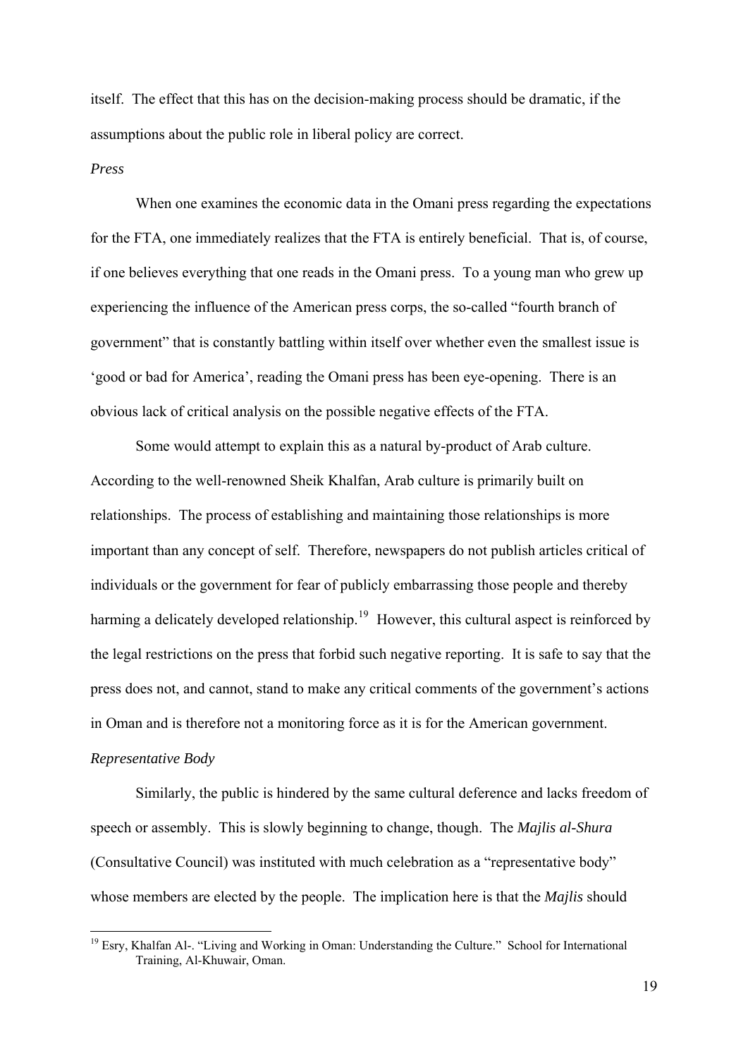itself. The effect that this has on the decision-making process should be dramatic, if the assumptions about the public role in liberal policy are correct.

*Press*

When one examines the economic data in the Omani press regarding the expectations for the FTA, one immediately realizes that the FTA is entirely beneficial. That is, of course, if one believes everything that one reads in the Omani press. To a young man who grew up experiencing the influence of the American press corps, the so-called "fourth branch of government" that is constantly battling within itself over whether even the smallest issue is 'good or bad for America', reading the Omani press has been eye-opening. There is an obvious lack of critical analysis on the possible negative effects of the FTA.

Some would attempt to explain this as a natural by-product of Arab culture. According to the well-renowned Sheik Khalfan, Arab culture is primarily built on relationships. The process of establishing and maintaining those relationships is more important than any concept of self. Therefore, newspapers do not publish articles critical of individuals or the government for fear of publicly embarrassing those people and thereby harming a delicately developed relationship.[19] However, this cultural aspect is reinforced by the legal restrictions on the press that forbid such negative reporting. It is safe to say that the press does not, and cannot, stand to make any critical comments of the government's actions in Oman and is therefore not a monitoring force as it is for the American government.

*Representative Body*

Similarly, the public is hindered by the same cultural deference and lacks freedom of speech or assembly. This is slowly beginning to change, though. The *Majlis al-Shura* (Consultative Council) was instituted with much celebration as a "representative body" whose members are elected by the people. The implication here is that the *Majlis* should

[19] Esry, Khalfan Al-. "Living and Working in Oman: Understanding the Culture." School for International Training, Al-Khuwair, Oman.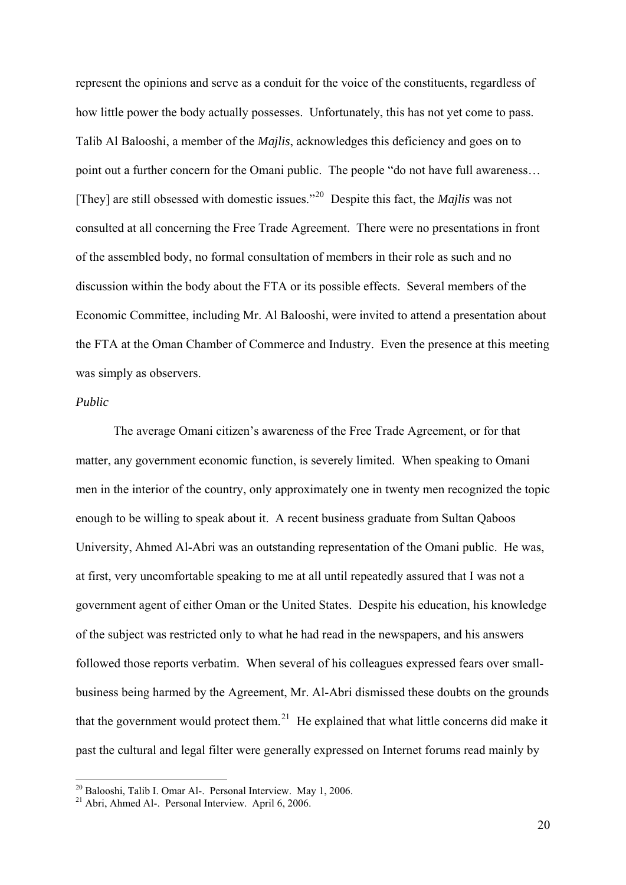represent the opinions and serve as a conduit for the voice of the constituents, regardless of how little power the body actually possesses. Unfortunately, this has not yet come to pass. Talib Al Balooshi, a member of the *Majlis*, acknowledges this deficiency and goes on to point out a further concern for the Omani public. The people "do not have full awareness… [They] are still obsessed with domestic issues."[20] Despite this fact, the *Majlis* was not consulted at all concerning the Free Trade Agreement. There were no presentations in front of the assembled body, no formal consultation of members in their role as such and no discussion within the body about the FTA or its possible effects. Several members of the Economic Committee, including Mr. Al Balooshi, were invited to attend a presentation about the FTA at the Oman Chamber of Commerce and Industry. Even the presence at this meeting was simply as observers.

*Public*

The average Omani citizen's awareness of the Free Trade Agreement, or for that matter, any government economic function, is severely limited. When speaking to Omani men in the interior of the country, only approximately one in twenty men recognized the topic enough to be willing to speak about it. A recent business graduate from Sultan Qaboos University, Ahmed Al-Abri was an outstanding representation of the Omani public. He was, at first, very uncomfortable speaking to me at all until repeatedly assured that I was not a government agent of either Oman or the United States. Despite his education, his knowledge of the subject was restricted only to what he had read in the newspapers, and his answers followed those reports verbatim. When several of his colleagues expressed fears over small-business being harmed by the Agreement, Mr. Al-Abri dismissed these doubts on the grounds that the government would protect them.[21] He explained that what little concerns did make it past the cultural and legal filter were generally expressed on Internet forums read mainly by

---

[20] Balooshi, Talib I. Omar Al-. Personal Interview. May 1, 2006.

[21] Abri, Ahmed Al-. Personal Interview. April 6, 2006.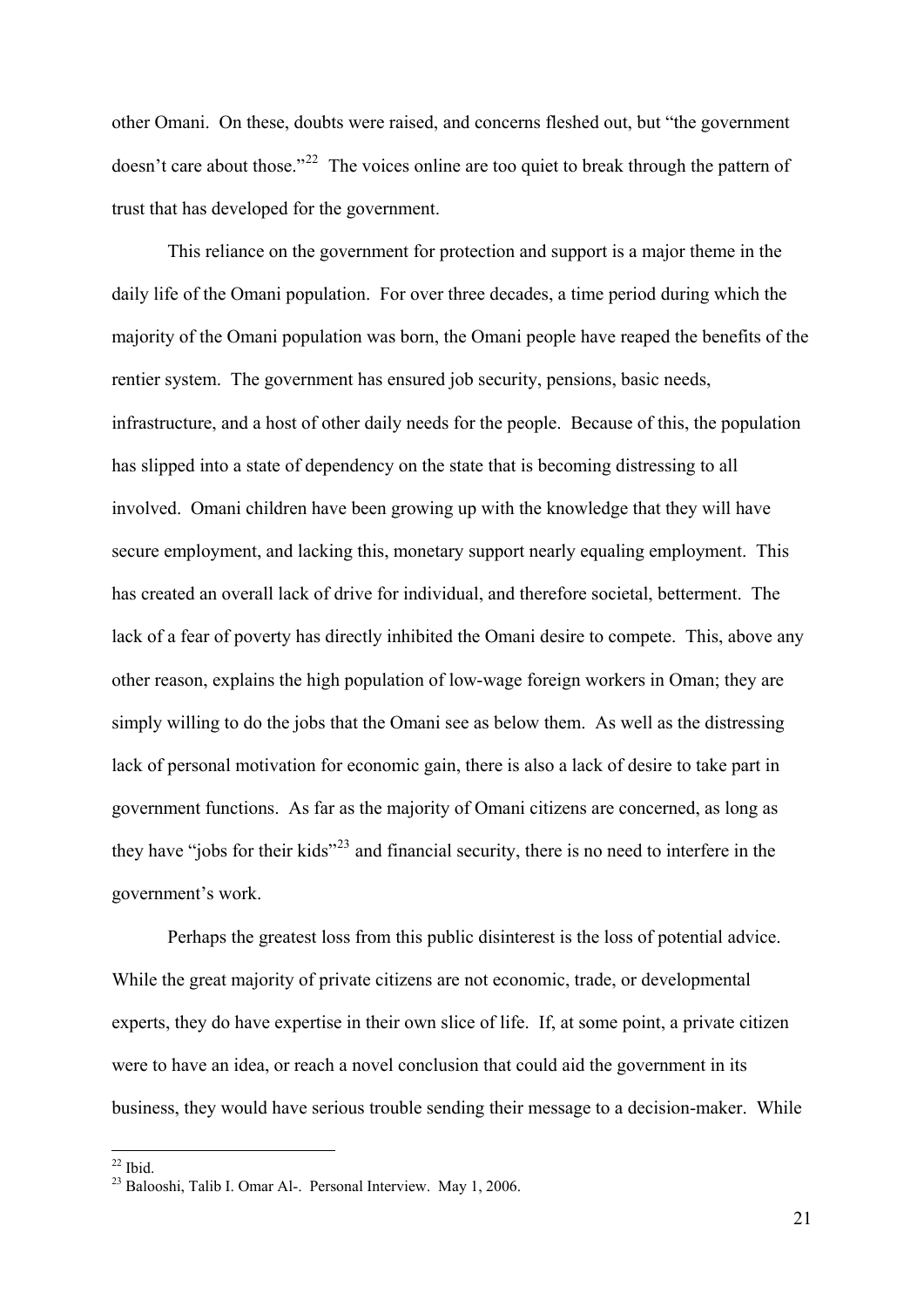other Omani. On these, doubts were raised, and concerns fleshed out, but "the government doesn't care about those."[22] The voices online are too quiet to break through the pattern of trust that has developed for the government.

This reliance on the government for protection and support is a major theme in the daily life of the Omani population. For over three decades, a time period during which the majority of the Omani population was born, the Omani people have reaped the benefits of the rentier system. The government has ensured job security, pensions, basic needs, infrastructure, and a host of other daily needs for the people. Because of this, the population has slipped into a state of dependency on the state that is becoming distressing to all involved. Omani children have been growing up with the knowledge that they will have secure employment, and lacking this, monetary support nearly equaling employment. This has created an overall lack of drive for individual, and therefore societal, betterment. The lack of a fear of poverty has directly inhibited the Omani desire to compete. This, above any other reason, explains the high population of low-wage foreign workers in Oman; they are simply willing to do the jobs that the Omani see as below them. As well as the distressing lack of personal motivation for economic gain, there is also a lack of desire to take part in government functions. As far as the majority of Omani citizens are concerned, as long as they have "jobs for their kids"[23] and financial security, there is no need to interfere in the government's work.

Perhaps the greatest loss from this public disinterest is the loss of potential advice. While the great majority of private citizens are not economic, trade, or developmental experts, they do have expertise in their own slice of life. If, at some point, a private citizen were to have an idea, or reach a novel conclusion that could aid the government in its business, they would have serious trouble sending their message to a decision-maker. While

---

[22] Ibid.

[23] Balooshi, Talib I. Omar Al-. Personal Interview. May 1, 2006.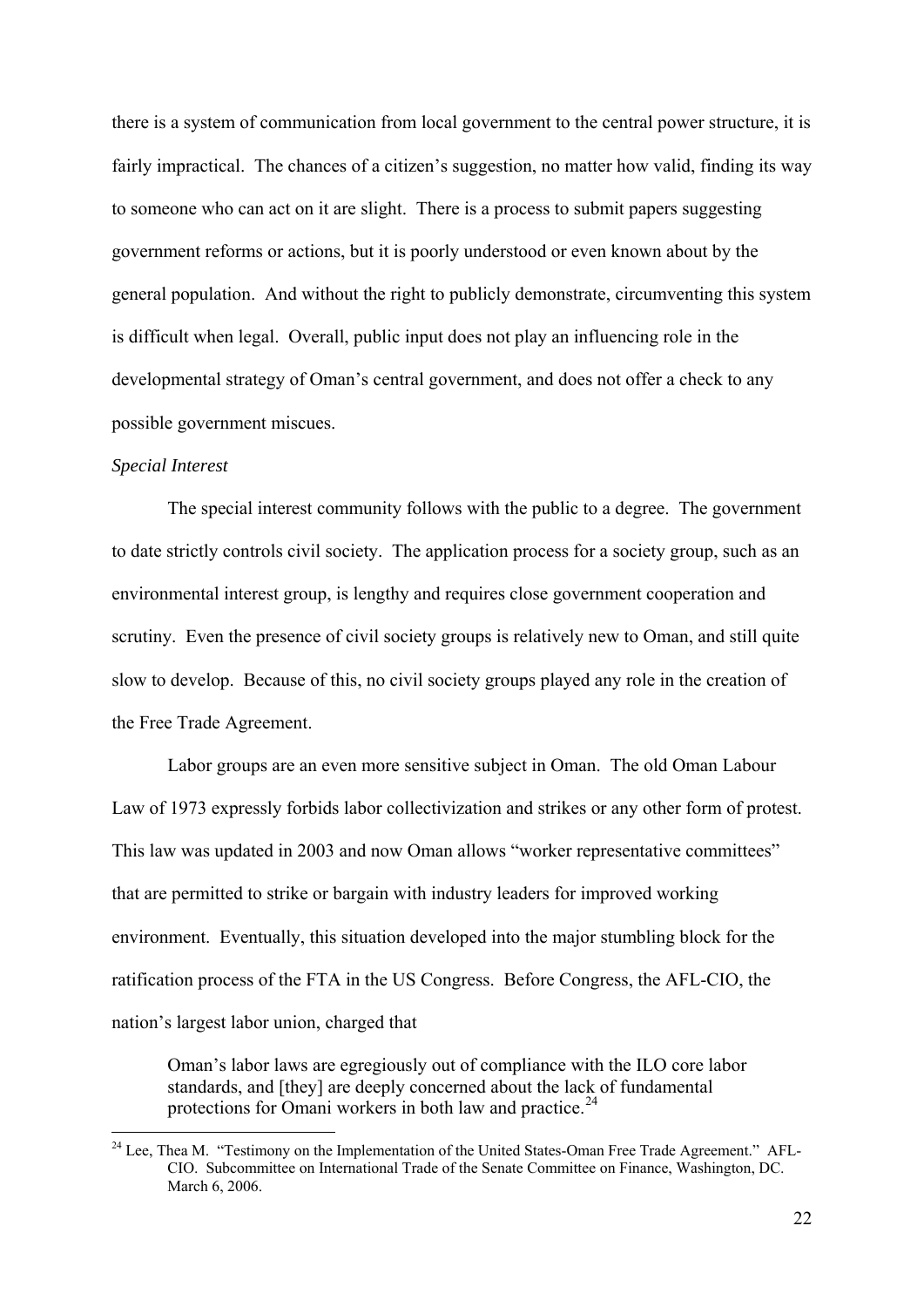there is a system of communication from local government to the central power structure, it is fairly impractical. The chances of a citizen's suggestion, no matter how valid, finding its way to someone who can act on it are slight. There is a process to submit papers suggesting government reforms or actions, but it is poorly understood or even known about by the general population. And without the right to publicly demonstrate, circumventing this system is difficult when legal. Overall, public input does not play an influencing role in the developmental strategy of Oman's central government, and does not offer a check to any possible government miscues.

*Special Interest*

The special interest community follows with the public to a degree. The government to date strictly controls civil society. The application process for a society group, such as an environmental interest group, is lengthy and requires close government cooperation and scrutiny. Even the presence of civil society groups is relatively new to Oman, and still quite slow to develop. Because of this, no civil society groups played any role in the creation of the Free Trade Agreement.

Labor groups are an even more sensitive subject in Oman. The old Oman Labour Law of 1973 expressly forbids labor collectivization and strikes or any other form of protest. This law was updated in 2003 and now Oman allows "worker representative committees" that are permitted to strike or bargain with industry leaders for improved working environment. Eventually, this situation developed into the major stumbling block for the ratification process of the FTA in the US Congress. Before Congress, the AFL-CIO, the nation's largest labor union, charged that

> Oman's labor laws are egregiously out of compliance with the ILO core labor standards, and [they] are deeply concerned about the lack of fundamental protections for Omani workers in both law and practice.[24]

---

[24] Lee, Thea M. "Testimony on the Implementation of the United States-Oman Free Trade Agreement." AFL-CIO. Subcommittee on International Trade of the Senate Committee on Finance, Washington, DC. March 6, 2006.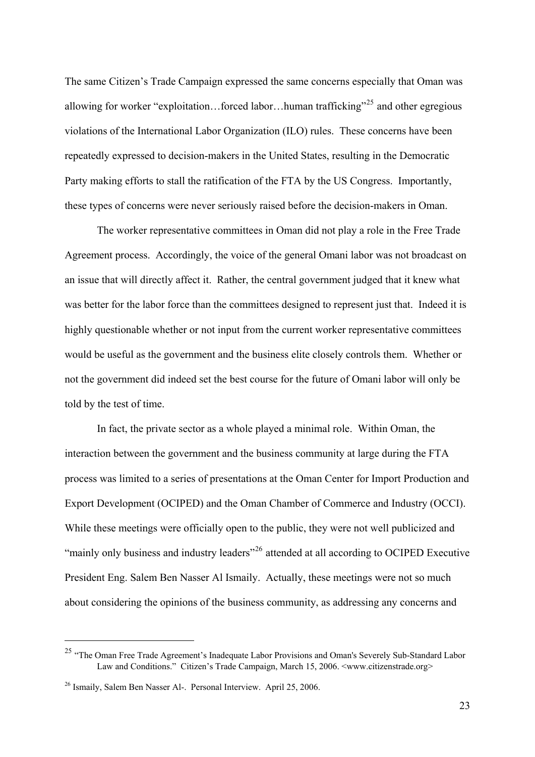The same Citizen's Trade Campaign expressed the same concerns especially that Oman was allowing for worker "exploitation…forced labor…human trafficking"[25] and other egregious violations of the International Labor Organization (ILO) rules. These concerns have been repeatedly expressed to decision-makers in the United States, resulting in the Democratic Party making efforts to stall the ratification of the FTA by the US Congress. Importantly, these types of concerns were never seriously raised before the decision-makers in Oman.

The worker representative committees in Oman did not play a role in the Free Trade Agreement process. Accordingly, the voice of the general Omani labor was not broadcast on an issue that will directly affect it. Rather, the central government judged that it knew what was better for the labor force than the committees designed to represent just that. Indeed it is highly questionable whether or not input from the current worker representative committees would be useful as the government and the business elite closely controls them. Whether or not the government did indeed set the best course for the future of Omani labor will only be told by the test of time.

In fact, the private sector as a whole played a minimal role. Within Oman, the interaction between the government and the business community at large during the FTA process was limited to a series of presentations at the Oman Center for Import Production and Export Development (OCIPED) and the Oman Chamber of Commerce and Industry (OCCI). While these meetings were officially open to the public, they were not well publicized and "mainly only business and industry leaders"[26] attended at all according to OCIPED Executive President Eng. Salem Ben Nasser Al Ismaily. Actually, these meetings were not so much about considering the opinions of the business community, as addressing any concerns and

---

[25] "The Oman Free Trade Agreement's Inadequate Labor Provisions and Oman's Severely Sub-Standard Labor Law and Conditions." Citizen's Trade Campaign, March 15, 2006. <www.citizenstrade.org>

[26] Ismaily, Salem Ben Nasser Al-. Personal Interview. April 25, 2006.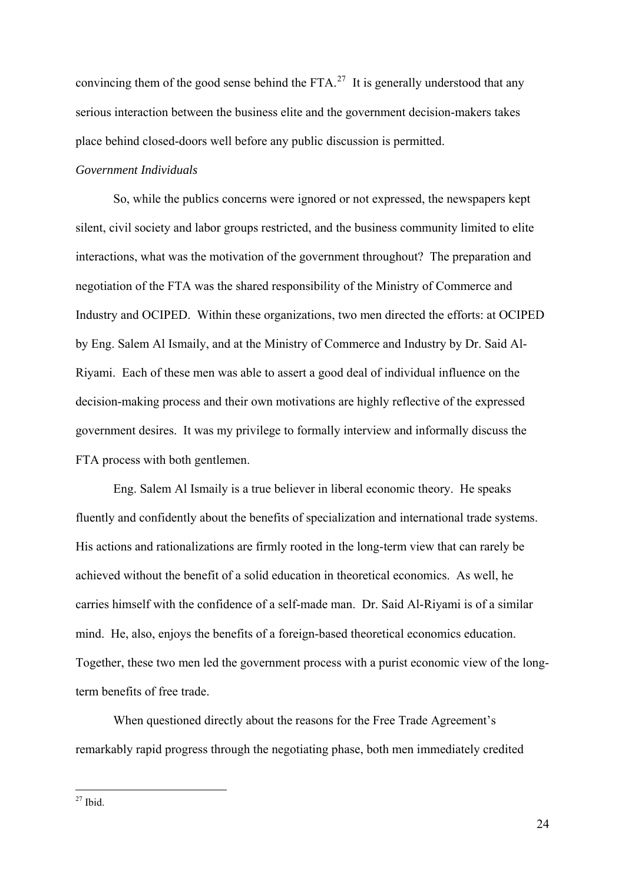convincing them of the good sense behind the FTA.[27] It is generally understood that any serious interaction between the business elite and the government decision-makers takes place behind closed-doors well before any public discussion is permitted.

*Government Individuals*

So, while the publics concerns were ignored or not expressed, the newspapers kept silent, civil society and labor groups restricted, and the business community limited to elite interactions, what was the motivation of the government throughout? The preparation and negotiation of the FTA was the shared responsibility of the Ministry of Commerce and Industry and OCIPED. Within these organizations, two men directed the efforts: at OCIPED by Eng. Salem Al Ismaily, and at the Ministry of Commerce and Industry by Dr. Said Al-Riyami. Each of these men was able to assert a good deal of individual influence on the decision-making process and their own motivations are highly reflective of the expressed government desires. It was my privilege to formally interview and informally discuss the FTA process with both gentlemen.

Eng. Salem Al Ismaily is a true believer in liberal economic theory. He speaks fluently and confidently about the benefits of specialization and international trade systems. His actions and rationalizations are firmly rooted in the long-term view that can rarely be achieved without the benefit of a solid education in theoretical economics. As well, he carries himself with the confidence of a self-made man. Dr. Said Al-Riyami is of a similar mind. He, also, enjoys the benefits of a foreign-based theoretical economics education. Together, these two men led the government process with a purist economic view of the long-term benefits of free trade.

When questioned directly about the reasons for the Free Trade Agreement's remarkably rapid progress through the negotiating phase, both men immediately credited

[27] Ibid.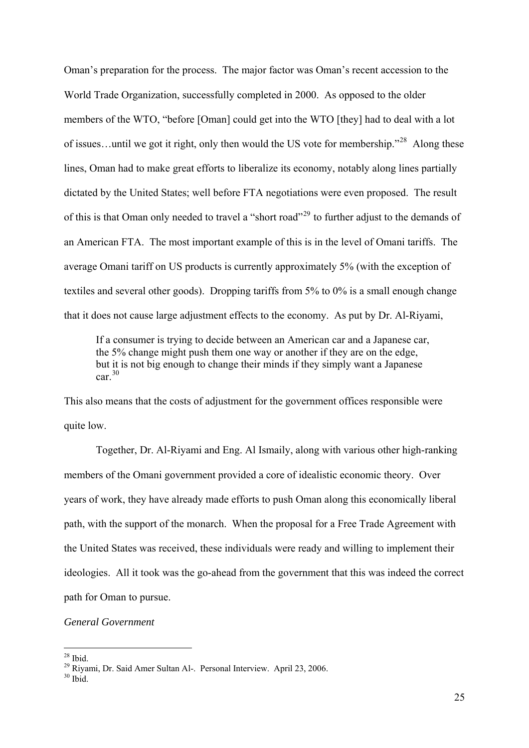Oman's preparation for the process. The major factor was Oman's recent accession to the World Trade Organization, successfully completed in 2000. As opposed to the older members of the WTO, "before [Oman] could get into the WTO [they] had to deal with a lot of issues…until we got it right, only then would the US vote for membership."[28] Along these lines, Oman had to make great efforts to liberalize its economy, notably along lines partially dictated by the United States; well before FTA negotiations were even proposed. The result of this is that Oman only needed to travel a "short road"[29] to further adjust to the demands of an American FTA. The most important example of this is in the level of Omani tariffs. The average Omani tariff on US products is currently approximately 5% (with the exception of textiles and several other goods). Dropping tariffs from 5% to 0% is a small enough change that it does not cause large adjustment effects to the economy. As put by Dr. Al-Riyami,

> If a consumer is trying to decide between an American car and a Japanese car, the 5% change might push them one way or another if they are on the edge, but it is not big enough to change their minds if they simply want a Japanese car.[30]

This also means that the costs of adjustment for the government offices responsible were quite low.

Together, Dr. Al-Riyami and Eng. Al Ismaily, along with various other high-ranking members of the Omani government provided a core of idealistic economic theory. Over years of work, they have already made efforts to push Oman along this economically liberal path, with the support of the monarch. When the proposal for a Free Trade Agreement with the United States was received, these individuals were ready and willing to implement their ideologies. All it took was the go-ahead from the government that this was indeed the correct path for Oman to pursue.

*General Government*

---

[28] Ibid.

[29] Riyami, Dr. Said Amer Sultan Al-. Personal Interview. April 23, 2006.

[30] Ibid.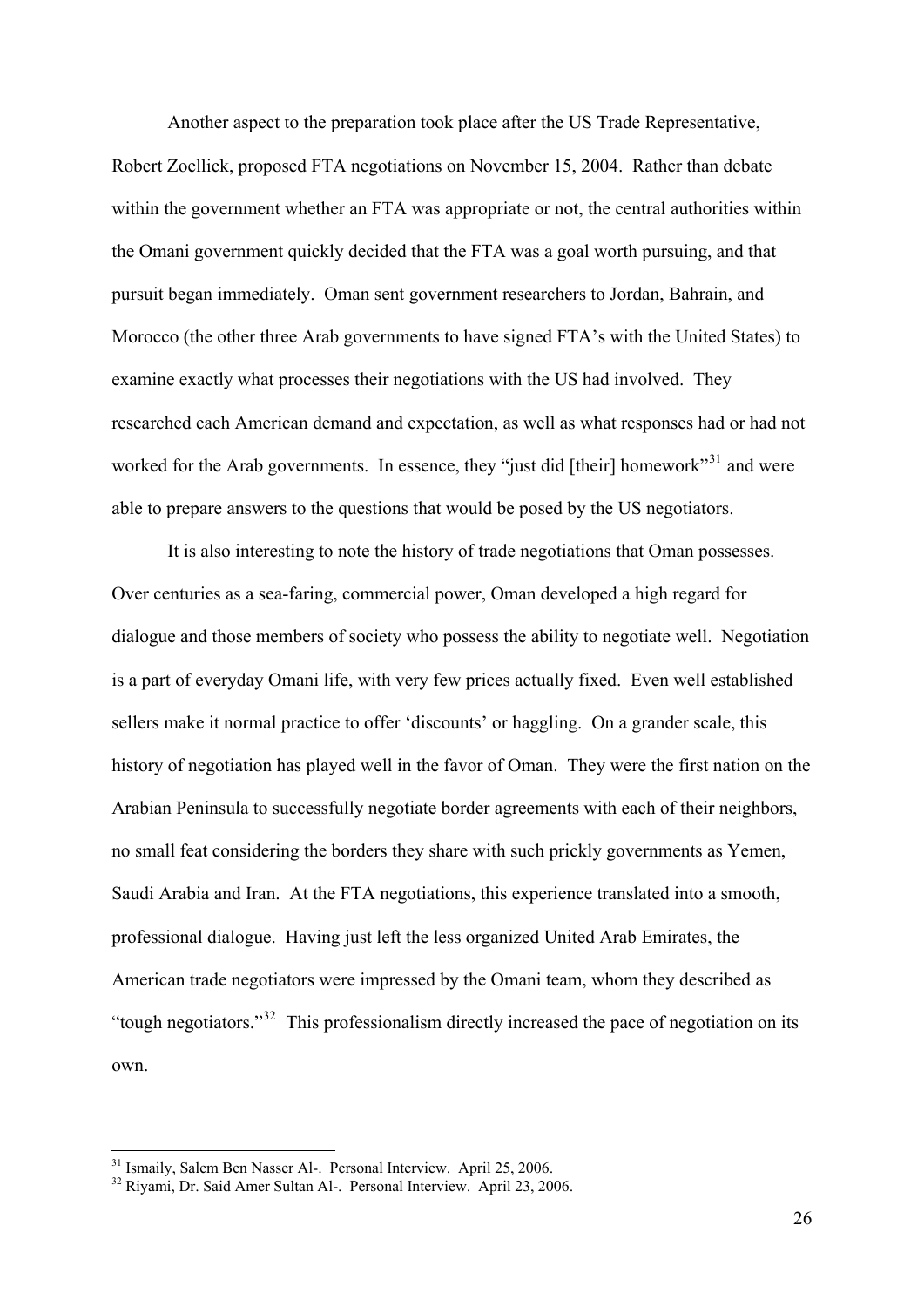Another aspect to the preparation took place after the US Trade Representative, Robert Zoellick, proposed FTA negotiations on November 15, 2004. Rather than debate within the government whether an FTA was appropriate or not, the central authorities within the Omani government quickly decided that the FTA was a goal worth pursuing, and that pursuit began immediately. Oman sent government researchers to Jordan, Bahrain, and Morocco (the other three Arab governments to have signed FTA's with the United States) to examine exactly what processes their negotiations with the US had involved. They researched each American demand and expectation, as well as what responses had or had not worked for the Arab governments. In essence, they "just did [their] homework"[31] and were able to prepare answers to the questions that would be posed by the US negotiators.

It is also interesting to note the history of trade negotiations that Oman possesses. Over centuries as a sea-faring, commercial power, Oman developed a high regard for dialogue and those members of society who possess the ability to negotiate well. Negotiation is a part of everyday Omani life, with very few prices actually fixed. Even well established sellers make it normal practice to offer 'discounts' or haggling. On a grander scale, this history of negotiation has played well in the favor of Oman. They were the first nation on the Arabian Peninsula to successfully negotiate border agreements with each of their neighbors, no small feat considering the borders they share with such prickly governments as Yemen, Saudi Arabia and Iran. At the FTA negotiations, this experience translated into a smooth, professional dialogue. Having just left the less organized United Arab Emirates, the American trade negotiators were impressed by the Omani team, whom they described as "tough negotiators."[32] This professionalism directly increased the pace of negotiation on its own.

---

[31] Ismaily, Salem Ben Nasser Al-. Personal Interview. April 25, 2006.

[32] Riyami, Dr. Said Amer Sultan Al-. Personal Interview. April 23, 2006.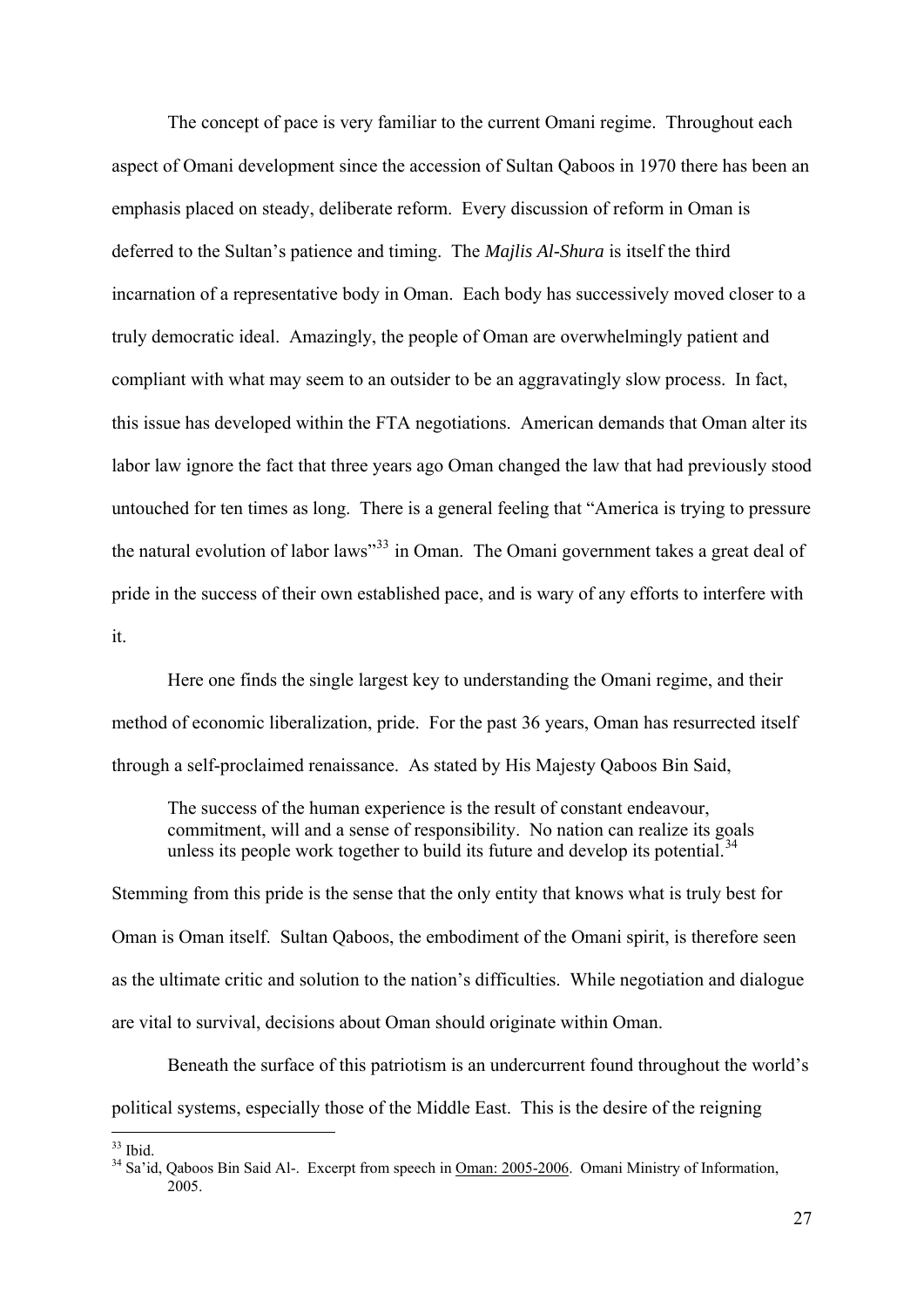The concept of pace is very familiar to the current Omani regime. Throughout each aspect of Omani development since the accession of Sultan Qaboos in 1970 there has been an emphasis placed on steady, deliberate reform. Every discussion of reform in Oman is deferred to the Sultan's patience and timing. The *Majlis Al-Shura* is itself the third incarnation of a representative body in Oman. Each body has successively moved closer to a truly democratic ideal. Amazingly, the people of Oman are overwhelmingly patient and compliant with what may seem to an outsider to be an aggravatingly slow process. In fact, this issue has developed within the FTA negotiations. American demands that Oman alter its labor law ignore the fact that three years ago Oman changed the law that had previously stood untouched for ten times as long. There is a general feeling that "America is trying to pressure the natural evolution of labor laws"[33] in Oman. The Omani government takes a great deal of pride in the success of their own established pace, and is wary of any efforts to interfere with it.

Here one finds the single largest key to understanding the Omani regime, and their method of economic liberalization, pride. For the past 36 years, Oman has resurrected itself through a self-proclaimed renaissance. As stated by His Majesty Qaboos Bin Said,

> The success of the human experience is the result of constant endeavour, commitment, will and a sense of responsibility. No nation can realize its goals unless its people work together to build its future and develop its potential.[34]

Stemming from this pride is the sense that the only entity that knows what is truly best for Oman is Oman itself. Sultan Qaboos, the embodiment of the Omani spirit, is therefore seen as the ultimate critic and solution to the nation's difficulties. While negotiation and dialogue are vital to survival, decisions about Oman should originate within Oman.

Beneath the surface of this patriotism is an undercurrent found throughout the world's political systems, especially those of the Middle East. This is the desire of the reigning

---

[33] Ibid.

[34] Sa'id, Qaboos Bin Said Al-. Excerpt from speech in Oman: 2005-2006. Omani Ministry of Information, 2005.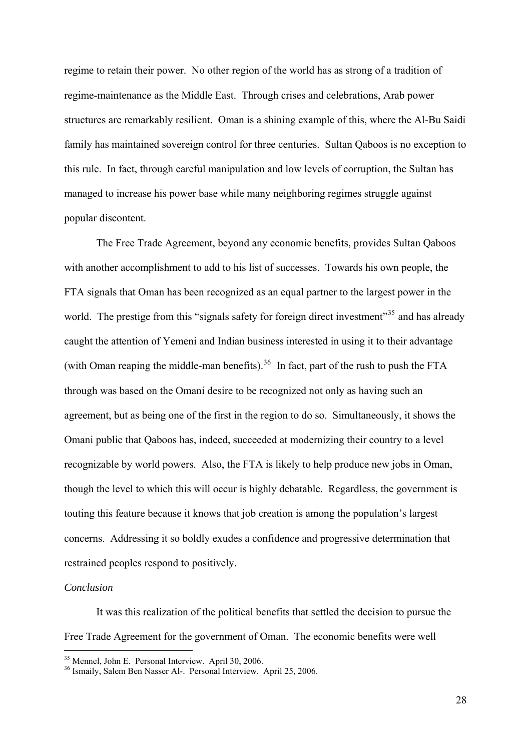regime to retain their power. No other region of the world has as strong of a tradition of regime-maintenance as the Middle East. Through crises and celebrations, Arab power structures are remarkably resilient. Oman is a shining example of this, where the Al-Bu Saidi family has maintained sovereign control for three centuries. Sultan Qaboos is no exception to this rule. In fact, through careful manipulation and low levels of corruption, the Sultan has managed to increase his power base while many neighboring regimes struggle against popular discontent.

The Free Trade Agreement, beyond any economic benefits, provides Sultan Qaboos with another accomplishment to add to his list of successes. Towards his own people, the FTA signals that Oman has been recognized as an equal partner to the largest power in the world. The prestige from this "signals safety for foreign direct investment"[35] and has already caught the attention of Yemeni and Indian business interested in using it to their advantage (with Oman reaping the middle-man benefits).[36] In fact, part of the rush to push the FTA through was based on the Omani desire to be recognized not only as having such an agreement, but as being one of the first in the region to do so. Simultaneously, it shows the Omani public that Qaboos has, indeed, succeeded at modernizing their country to a level recognizable by world powers. Also, the FTA is likely to help produce new jobs in Oman, though the level to which this will occur is highly debatable. Regardless, the government is touting this feature because it knows that job creation is among the population's largest concerns. Addressing it so boldly exudes a confidence and progressive determination that restrained peoples respond to positively.

*Conclusion*

It was this realization of the political benefits that settled the decision to pursue the Free Trade Agreement for the government of Oman. The economic benefits were well

[35] Mennel, John E. Personal Interview. April 30, 2006.

[36] Ismaily, Salem Ben Nasser Al-. Personal Interview. April 25, 2006.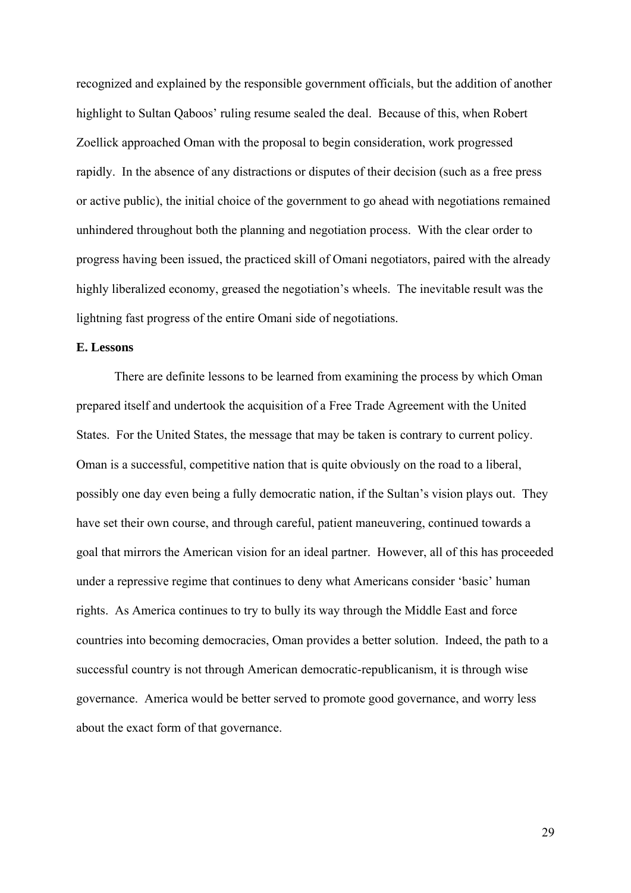recognized and explained by the responsible government officials, but the addition of another highlight to Sultan Qaboos' ruling resume sealed the deal. Because of this, when Robert Zoellick approached Oman with the proposal to begin consideration, work progressed rapidly. In the absence of any distractions or disputes of their decision (such as a free press or active public), the initial choice of the government to go ahead with negotiations remained unhindered throughout both the planning and negotiation process. With the clear order to progress having been issued, the practiced skill of Omani negotiators, paired with the already highly liberalized economy, greased the negotiation's wheels. The inevitable result was the lightning fast progress of the entire Omani side of negotiations.

**E. Lessons**

There are definite lessons to be learned from examining the process by which Oman prepared itself and undertook the acquisition of a Free Trade Agreement with the United States. For the United States, the message that may be taken is contrary to current policy. Oman is a successful, competitive nation that is quite obviously on the road to a liberal, possibly one day even being a fully democratic nation, if the Sultan's vision plays out. They have set their own course, and through careful, patient maneuvering, continued towards a goal that mirrors the American vision for an ideal partner. However, all of this has proceeded under a repressive regime that continues to deny what Americans consider 'basic' human rights. As America continues to try to bully its way through the Middle East and force countries into becoming democracies, Oman provides a better solution. Indeed, the path to a successful country is not through American democratic-republicanism, it is through wise governance. America would be better served to promote good governance, and worry less about the exact form of that governance.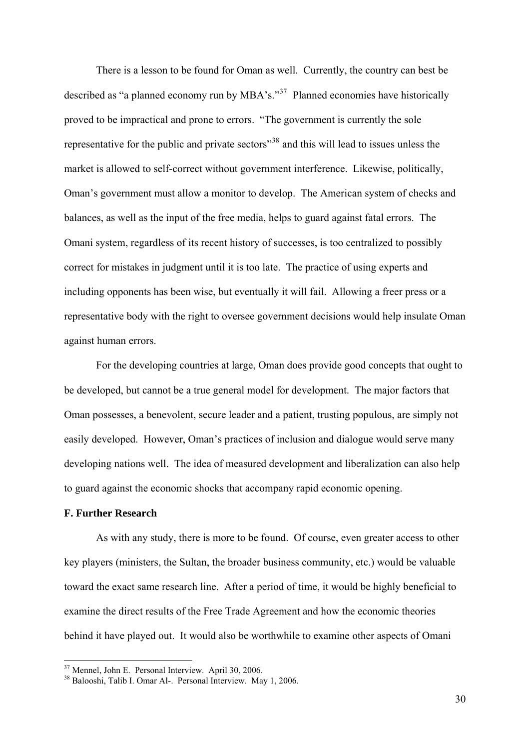There is a lesson to be found for Oman as well. Currently, the country can best be described as "a planned economy run by MBA's."[37] Planned economies have historically proved to be impractical and prone to errors. "The government is currently the sole representative for the public and private sectors"[38] and this will lead to issues unless the market is allowed to self-correct without government interference. Likewise, politically, Oman's government must allow a monitor to develop. The American system of checks and balances, as well as the input of the free media, helps to guard against fatal errors. The Omani system, regardless of its recent history of successes, is too centralized to possibly correct for mistakes in judgment until it is too late. The practice of using experts and including opponents has been wise, but eventually it will fail. Allowing a freer press or a representative body with the right to oversee government decisions would help insulate Oman against human errors.

For the developing countries at large, Oman does provide good concepts that ought to be developed, but cannot be a true general model for development. The major factors that Oman possesses, a benevolent, secure leader and a patient, trusting populous, are simply not easily developed. However, Oman's practices of inclusion and dialogue would serve many developing nations well. The idea of measured development and liberalization can also help to guard against the economic shocks that accompany rapid economic opening.

**F. Further Research**

As with any study, there is more to be found. Of course, even greater access to other key players (ministers, the Sultan, the broader business community, etc.) would be valuable toward the exact same research line. After a period of time, it would be highly beneficial to examine the direct results of the Free Trade Agreement and how the economic theories behind it have played out. It would also be worthwhile to examine other aspects of Omani

---

[37] Mennel, John E. Personal Interview. April 30, 2006.

[38] Balooshi, Talib I. Omar Al-. Personal Interview. May 1, 2006.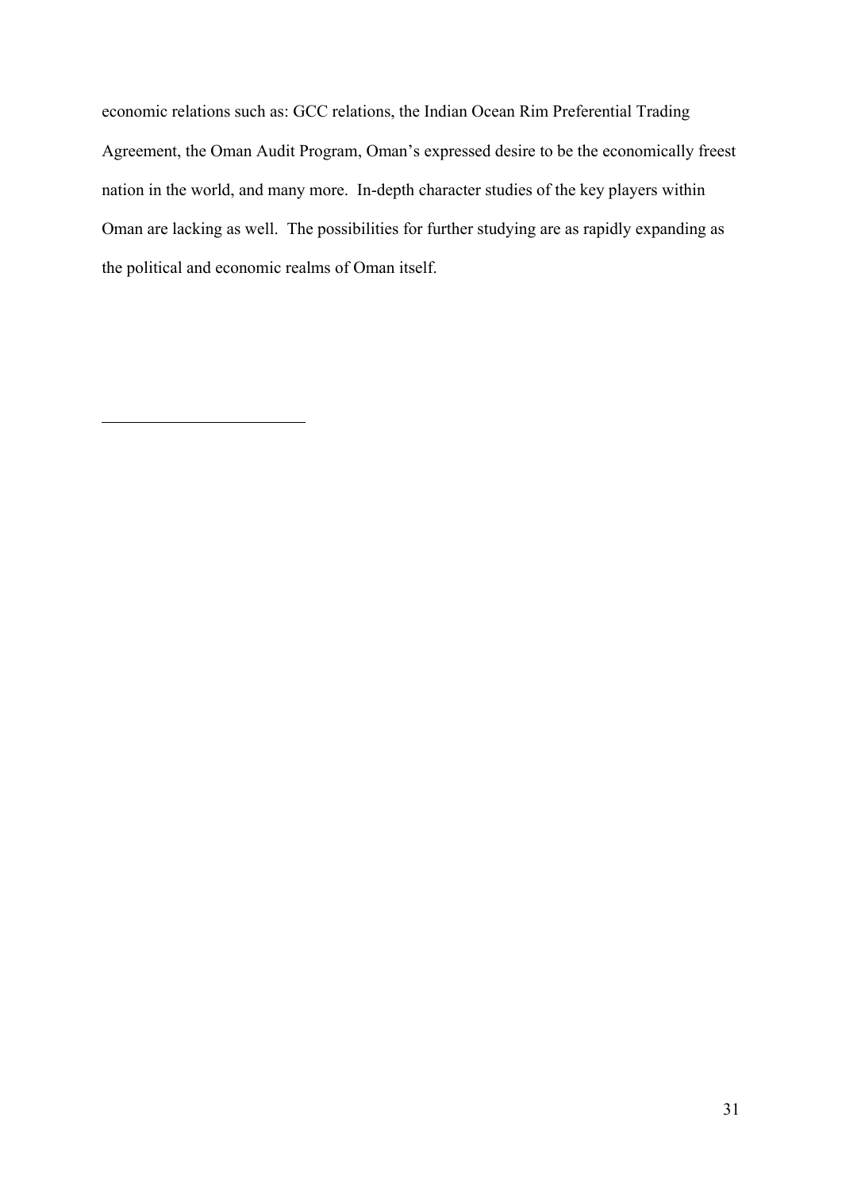economic relations such as: GCC relations, the Indian Ocean Rim Preferential Trading Agreement, the Oman Audit Program, Oman's expressed desire to be the economically freest nation in the world, and many more. In-depth character studies of the key players within Oman are lacking as well. The possibilities for further studying are as rapidly expanding as the political and economic realms of Oman itself.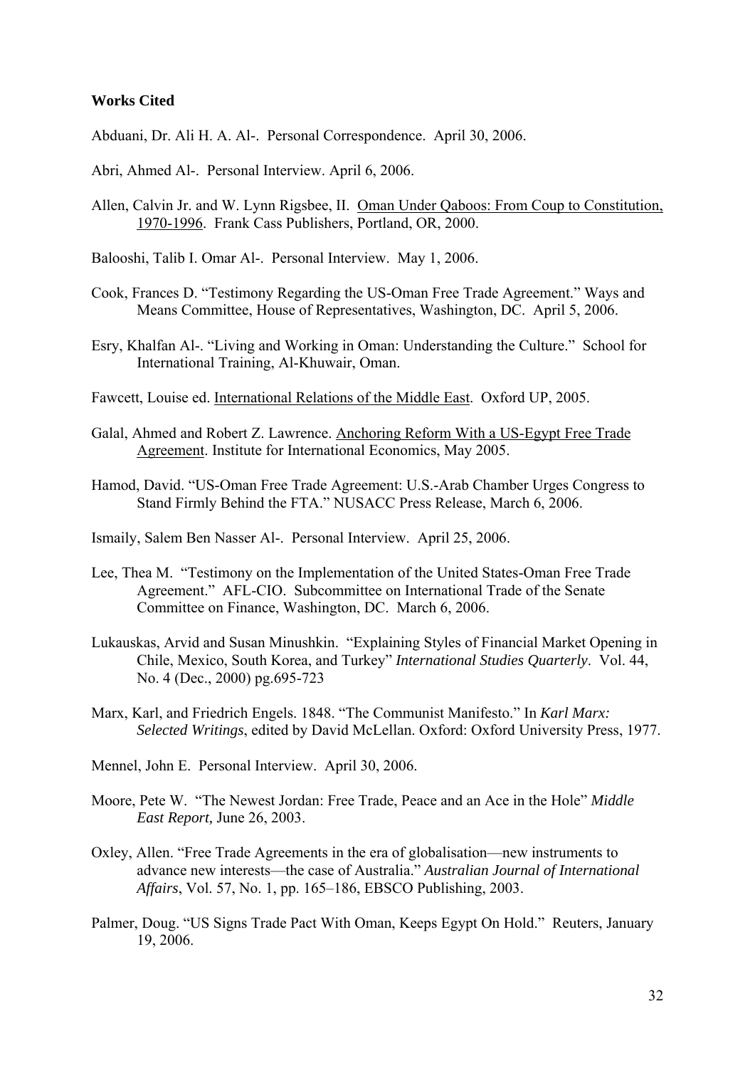**Works Cited**

Abduani, Dr. Ali H. A. Al-. Personal Correspondence. April 30, 2006.

Abri, Ahmed Al-. Personal Interview. April 6, 2006.

Allen, Calvin Jr. and W. Lynn Rigsbee, II. <u>Oman Under Qaboos: From Coup to Constitution, 1970-1996</u>. Frank Cass Publishers, Portland, OR, 2000.

Balooshi, Talib I. Omar Al-. Personal Interview. May 1, 2006.

Cook, Frances D. "Testimony Regarding the US-Oman Free Trade Agreement." Ways and Means Committee, House of Representatives, Washington, DC. April 5, 2006.

Esry, Khalfan Al-. "Living and Working in Oman: Understanding the Culture." School for International Training, Al-Khuwair, Oman.

Fawcett, Louise ed. <u>International Relations of the Middle East</u>. Oxford UP, 2005.

Galal, Ahmed and Robert Z. Lawrence. <u>Anchoring Reform With a US-Egypt Free Trade Agreement</u>. Institute for International Economics, May 2005.

Hamod, David. "US-Oman Free Trade Agreement: U.S.-Arab Chamber Urges Congress to Stand Firmly Behind the FTA." NUSACC Press Release, March 6, 2006.

Ismaily, Salem Ben Nasser Al-. Personal Interview. April 25, 2006.

Lee, Thea M. "Testimony on the Implementation of the United States-Oman Free Trade Agreement." AFL-CIO. Subcommittee on International Trade of the Senate Committee on Finance, Washington, DC. March 6, 2006.

Lukauskas, Arvid and Susan Minushkin. "Explaining Styles of Financial Market Opening in Chile, Mexico, South Korea, and Turkey" *International Studies Quarterly*. Vol. 44, No. 4 (Dec., 2000) pg.695-723

Marx, Karl, and Friedrich Engels. 1848. "The Communist Manifesto." In *Karl Marx: Selected Writings*, edited by David McLellan. Oxford: Oxford University Press, 1977.

Mennel, John E. Personal Interview. April 30, 2006.

Moore, Pete W. "The Newest Jordan: Free Trade, Peace and an Ace in the Hole" *Middle East Report,* June 26, 2003.

Oxley, Allen. "Free Trade Agreements in the era of globalisation—new instruments to advance new interests—the case of Australia." *Australian Journal of International Affairs*, Vol. 57, No. 1, pp. 165–186, EBSCO Publishing, 2003.

Palmer, Doug. "US Signs Trade Pact With Oman, Keeps Egypt On Hold." Reuters, January 19, 2006.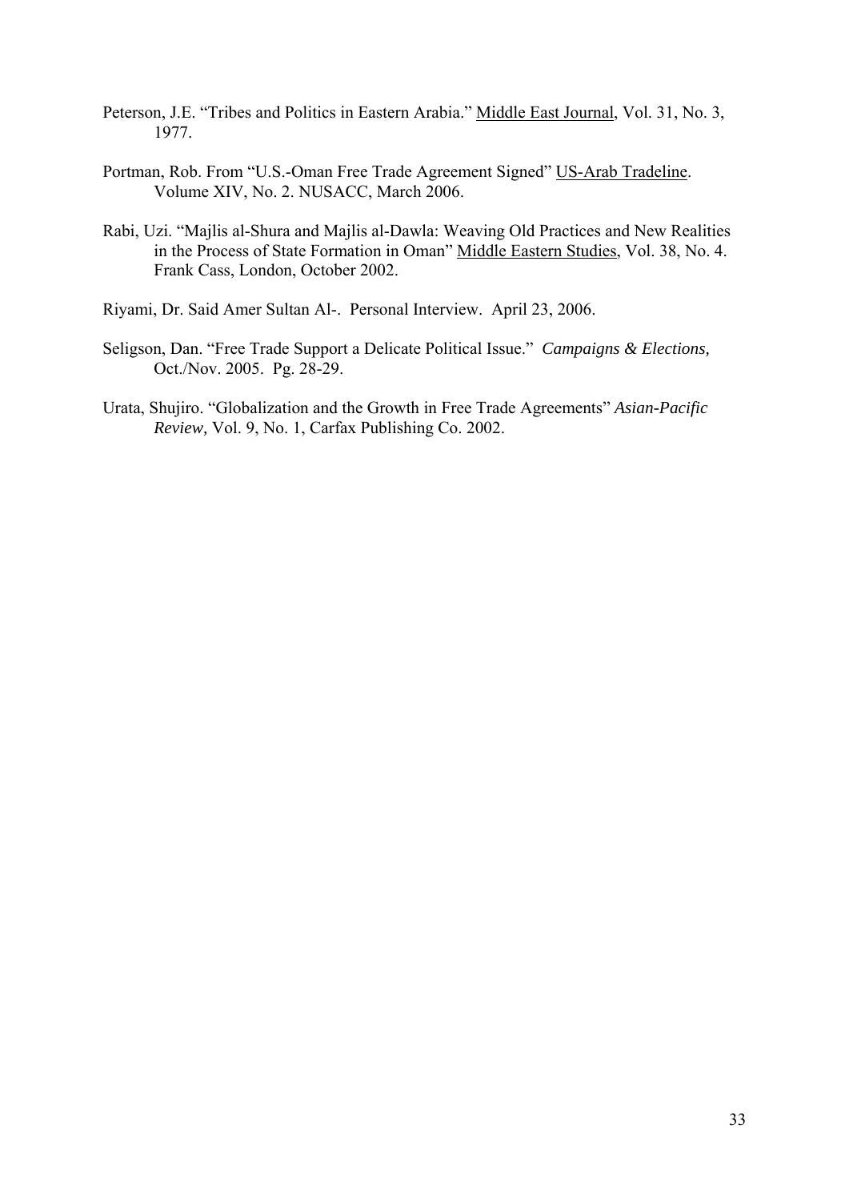Peterson, J.E. "Tribes and Politics in Eastern Arabia." Middle East Journal, Vol. 31, No. 3, 1977.

Portman, Rob. From "U.S.-Oman Free Trade Agreement Signed" US-Arab Tradeline. Volume XIV, No. 2. NUSACC, March 2006.

Rabi, Uzi. "Majlis al-Shura and Majlis al-Dawla: Weaving Old Practices and New Realities in the Process of State Formation in Oman" Middle Eastern Studies, Vol. 38, No. 4. Frank Cass, London, October 2002.

Riyami, Dr. Said Amer Sultan Al-. Personal Interview. April 23, 2006.

Seligson, Dan. "Free Trade Support a Delicate Political Issue." *Campaigns & Elections,* Oct./Nov. 2005. Pg. 28-29.

Urata, Shujiro. "Globalization and the Growth in Free Trade Agreements" *Asian-Pacific Review,* Vol. 9, No. 1, Carfax Publishing Co. 2002.